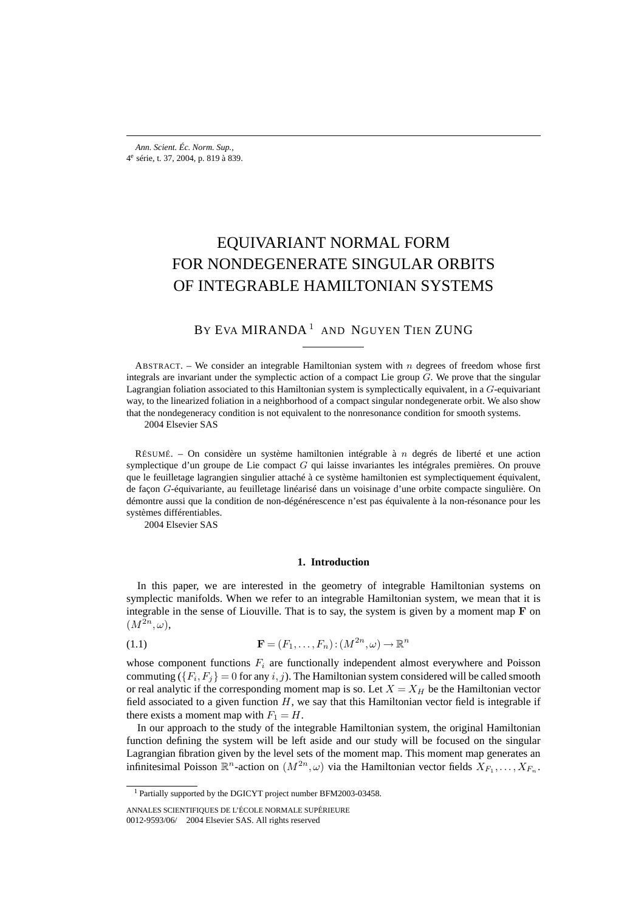Ann. Scient. Éc. Norm. Sup.,
4e série, t. 37, 2004, p. 819 à 839.

# EQUIVARIANT NORMAL FORM FOR NONDEGENERATE SINGULAR ORBITS OF INTEGRABLE HAMILTONIAN SYSTEMS

BY EVA MIRANDA [1] AND NGUYEN TIEN ZUNG

ABSTRACT. – We consider an integrable Hamiltonian system with $n$ degrees of freedom whose first integrals are invariant under the symplectic action of a compact Lie group $G$. We prove that the singular Lagrangian foliation associated to this Hamiltonian system is symplectically equivalent, in a $G$-equivariant way, to the linearized foliation in a neighborhood of a compact singular nondegenerate orbit. We also show that the nondegeneracy condition is not equivalent to the nonresonance condition for smooth systems.

2004 Elsevier SAS

RÉSUMÉ. – On considère un système hamiltonien intégrable à $n$ degrés de liberté et une action symplectique d'un groupe de Lie compact $G$ qui laisse invariantes les intégrales premières. On prouve que le feuilletage lagrangien singulier attaché à ce système hamiltonien est symplectiquement équivalent, de façon $G$-équivariante, au feuilletage linéarisé dans un voisinage d'une orbite compacte singulière. On démontre aussi que la condition de non-dégénérescence n'est pas équivalente à la non-résonance pour les systèmes différentiables.

2004 Elsevier SAS

## 1. Introduction

In this paper, we are interested in the geometry of integrable Hamiltonian systems on symplectic manifolds. When we refer to an integrable Hamiltonian system, we mean that it is integrable in the sense of Liouville. That is to say, the system is given by a moment map $\mathbf{F}$ on $(M^{2n}, \omega)$,

$$\mathbf{F} = (F_1, \ldots, F_n) : (M^{2n}, \omega) \rightarrow \mathbb{R}^n \tag{1.1}$$

whose component functions $F_i$ are functionally independent almost everywhere and Poisson commuting ($\{F_i, F_j\} = 0$ for any $i, j$). The Hamiltonian system considered will be called smooth or real analytic if the corresponding moment map is so. Let $X = X_H$ be the Hamiltonian vector field associated to a given function $H$, we say that this Hamiltonian vector field is integrable if there exists a moment map with $F_1 = H$.

In our approach to the study of the integrable Hamiltonian system, the original Hamiltonian function defining the system will be left aside and our study will be focused on the singular Lagrangian fibration given by the level sets of the moment map. This moment map generates an infinitesimal Poisson $\mathbb{R}^n$-action on $(M^{2n}, \omega)$ via the Hamiltonian vector fields $X_{F_1}, \ldots, X_{F_n}$.

[1] Partially supported by the DGICYT project number BFM2003-03458.

ANNALES SCIENTIFIQUES DE L'ÉCOLE NORMALE SUPÉRIEURE
0012-9593/06/ 2004 Elsevier SAS. All rights reserved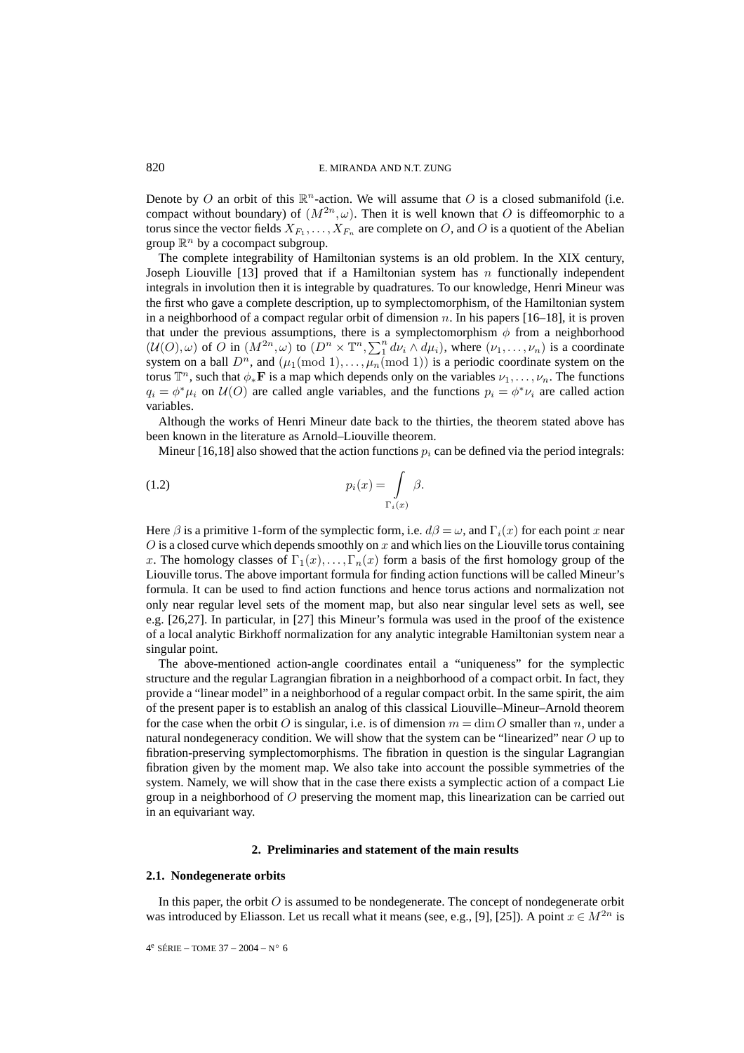Denote by $O$ an orbit of this $\mathbb{R}^n$-action. We will assume that $O$ is a closed submanifold (i.e. compact without boundary) of $(M^{2n},\omega)$. Then it is well known that $O$ is diffeomorphic to a torus since the vector fields $X_{F_1},\dots,X_{F_n}$ are complete on $O$, and $O$ is a quotient of the Abelian group $\mathbb{R}^n$ by a cocompact subgroup.

The complete integrability of Hamiltonian systems is an old problem. In the XIX century, Joseph Liouville [13] proved that if a Hamiltonian system has $n$ functionally independent integrals in involution then it is integrable by quadratures. To our knowledge, Henri Mineur was the first who gave a complete description, up to symplectomorphism, of the Hamiltonian system in a neighborhood of a compact regular orbit of dimension $n$. In his papers [16–18], it is proven that under the previous assumptions, there is a symplectomorphism $\phi$ from a neighborhood $(\mathcal{U}(O),\omega)$ of $O$ in $(M^{2n},\omega)$ to $(D^n\times\mathbb{T}^n,\sum_1^n d\nu_i\wedge d\mu_i)$, where $(\nu_1,\dots,\nu_n)$ is a coordinate system on a ball $D^n$, and $(\mu_1(\mathrm{mod}\ 1),\dots,\mu_n(\mathrm{mod}\ 1))$ is a periodic coordinate system on the torus $\mathbb{T}^n$, such that $\phi_*\mathbf{F}$ is a map which depends only on the variables $\nu_1,\dots,\nu_n$. The functions $q_i=\phi^*\mu_i$ on $\mathcal{U}(O)$ are called angle variables, and the functions $p_i=\phi^*\nu_i$ are called action variables.

Although the works of Henri Mineur date back to the thirties, the theorem stated above has been known in the literature as Arnold–Liouville theorem.

Mineur [16,18] also showed that the action functions $p_i$ can be defined via the period integrals:

$$p_i(x)=\int\limits_{\Gamma_i(x)}\beta. \tag{1.2}$$

Here $\beta$ is a primitive 1-form of the symplectic form, i.e. $d\beta=\omega$, and $\Gamma_i(x)$ for each point $x$ near $O$ is a closed curve which depends smoothly on $x$ and which lies on the Liouville torus containing $x$. The homology classes of $\Gamma_1(x),\dots,\Gamma_n(x)$ form a basis of the first homology group of the Liouville torus. The above important formula for finding action functions will be called Mineur's formula. It can be used to find action functions and hence torus actions and normalization not only near regular level sets of the moment map, but also near singular level sets as well, see e.g. [26,27]. In particular, in [27] this Mineur's formula was used in the proof of the existence of a local analytic Birkhoff normalization for any analytic integrable Hamiltonian system near a singular point.

The above-mentioned action-angle coordinates entail a "uniqueness" for the symplectic structure and the regular Lagrangian fibration in a neighborhood of a compact orbit. In fact, they provide a "linear model" in a neighborhood of a regular compact orbit. In the same spirit, the aim of the present paper is to establish an analog of this classical Liouville–Mineur–Arnold theorem for the case when the orbit $O$ is singular, i.e. is of dimension $m=\dim O$ smaller than $n$, under a natural nondegeneracy condition. We will show that the system can be "linearized" near $O$ up to fibration-preserving symplectomorphisms. The fibration in question is the singular Lagrangian fibration given by the moment map. We also take into account the possible symmetries of the system. Namely, we will show that in the case there exists a symplectic action of a compact Lie group in a neighborhood of $O$ preserving the moment map, this linearization can be carried out in an equivariant way.

## 2. Preliminaries and statement of the main results

### 2.1. Nondegenerate orbits

In this paper, the orbit $O$ is assumed to be nondegenerate. The concept of nondegenerate orbit was introduced by Eliasson. Let us recall what it means (see, e.g., [9], [25]). A point $x\in M^{2n}$ is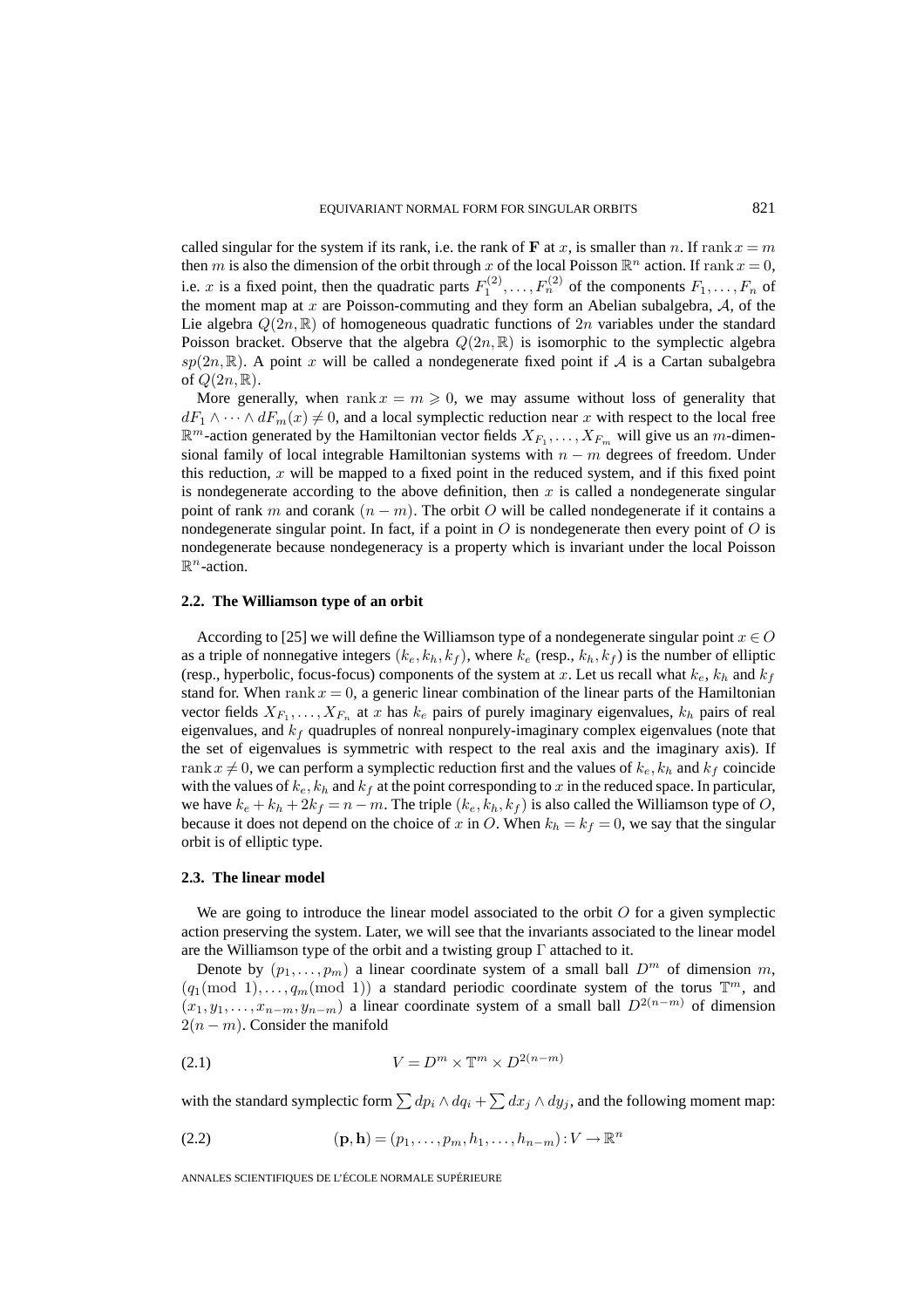called singular for the system if its rank, i.e. the rank of $\mathbf{F}$ at $x$, is smaller than $n$. If $\operatorname{rank} x = m$ then $m$ is also the dimension of the orbit through $x$ of the local Poisson $\mathbb{R}^n$ action. If $\operatorname{rank} x = 0$, i.e. $x$ is a fixed point, then the quadratic parts $F_1^{(2)}, \ldots, F_n^{(2)}$ of the components $F_1, \ldots, F_n$ of the moment map at $x$ are Poisson-commuting and they form an Abelian subalgebra, $\mathcal{A}$, of the Lie algebra $Q(2n, \mathbb{R})$ of homogeneous quadratic functions of $2n$ variables under the standard Poisson bracket. Observe that the algebra $Q(2n, \mathbb{R})$ is isomorphic to the symplectic algebra $sp(2n, \mathbb{R})$. A point $x$ will be called a nondegenerate fixed point if $\mathcal{A}$ is a Cartan subalgebra of $Q(2n, \mathbb{R})$.

More generally, when $\operatorname{rank} x = m \geqslant 0$, we may assume without loss of generality that $dF_1 \wedge \cdots \wedge dF_m(x) \neq 0$, and a local symplectic reduction near $x$ with respect to the local free $\mathbb{R}^m$-action generated by the Hamiltonian vector fields $X_{F_1}, \ldots, X_{F_m}$ will give us an $m$-dimensional family of local integrable Hamiltonian systems with $n - m$ degrees of freedom. Under this reduction, $x$ will be mapped to a fixed point in the reduced system, and if this fixed point is nondegenerate according to the above definition, then $x$ is called a nondegenerate singular point of rank $m$ and corank $(n - m)$. The orbit $O$ will be called nondegenerate if it contains a nondegenerate singular point. In fact, if a point in $O$ is nondegenerate then every point of $O$ is nondegenerate because nondegeneracy is a property which is invariant under the local Poisson $\mathbb{R}^n$-action.

### 2.2. The Williamson type of an orbit

According to [25] we will define the Williamson type of a nondegenerate singular point $x \in O$ as a triple of nonnegative integers $(k_e, k_h, k_f)$, where $k_e$ (resp., $k_h$, $k_f$) is the number of elliptic (resp., hyperbolic, focus-focus) components of the system at $x$. Let us recall what $k_e$, $k_h$ and $k_f$ stand for. When $\operatorname{rank} x = 0$, a generic linear combination of the linear parts of the Hamiltonian vector fields $X_{F_1}, \ldots, X_{F_n}$ at $x$ has $k_e$ pairs of purely imaginary eigenvalues, $k_h$ pairs of real eigenvalues, and $k_f$ quadruples of nonreal nonpurely-imaginary complex eigenvalues (note that the set of eigenvalues is symmetric with respect to the real axis and the imaginary axis). If $\operatorname{rank} x \neq 0$, we can perform a symplectic reduction first and the values of $k_e, k_h$ and $k_f$ coincide with the values of $k_e, k_h$ and $k_f$ at the point corresponding to $x$ in the reduced space. In particular, we have $k_e + k_h + 2k_f = n - m$. The triple $(k_e, k_h, k_f)$ is also called the Williamson type of $O$, because it does not depend on the choice of $x$ in $O$. When $k_h = k_f = 0$, we say that the singular orbit is of elliptic type.

### 2.3. The linear model

We are going to introduce the linear model associated to the orbit $O$ for a given symplectic action preserving the system. Later, we will see that the invariants associated to the linear model are the Williamson type of the orbit and a twisting group $\Gamma$ attached to it.

Denote by $(p_1, \ldots, p_m)$ a linear coordinate system of a small ball $D^m$ of dimension $m$, $(q_1 (\operatorname{mod} 1), \ldots, q_m (\operatorname{mod} 1))$ a standard periodic coordinate system of the torus $\mathbb{T}^m$, and $(x_1, y_1, \ldots, x_{n-m}, y_{n-m})$ a linear coordinate system of a small ball $D^{2(n-m)}$ of dimension $2(n - m)$. Consider the manifold

$$V = D^m \times \mathbb{T}^m \times D^{2(n-m)} \tag{2.1}$$

with the standard symplectic form $\sum dp_i \wedge dq_i + \sum dx_j \wedge dy_j$, and the following moment map:

$$(\mathbf{p}, \mathbf{h}) = (p_1, \ldots, p_m, h_1, \ldots, h_{n-m}) : V \to \mathbb{R}^n \tag{2.2}$$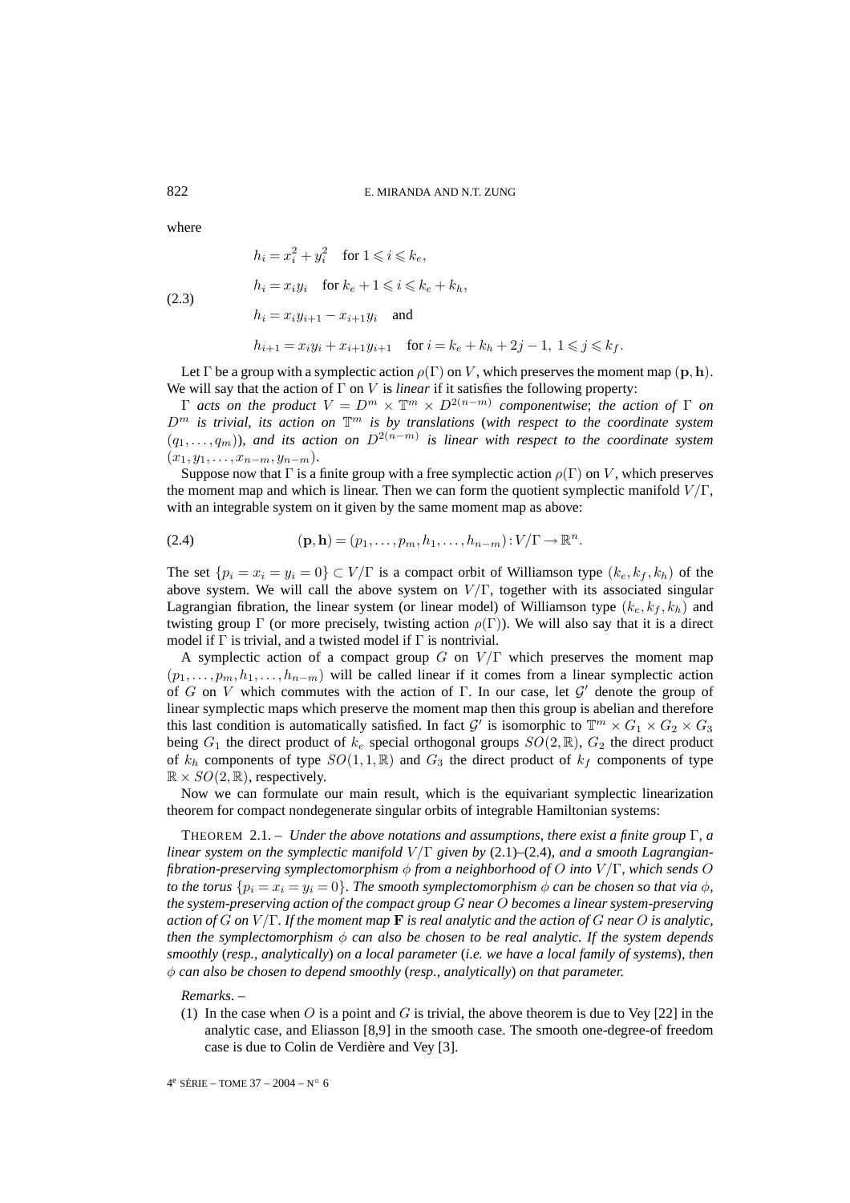where

$$
\begin{aligned}
&h_i = x_i^2 + y_i^2 \quad \text{for } 1 \leqslant i \leqslant k_e, \\
&h_i = x_i y_i \quad \text{for } k_e + 1 \leqslant i \leqslant k_e + k_h, \\
&h_i = x_i y_{i+1} - x_{i+1} y_i \quad \text{and} \\
&h_{i+1} = x_i y_i + x_{i+1} y_{i+1} \quad \text{for } i = k_e + k_h + 2j - 1,\ 1 \leqslant j \leqslant k_f.
\end{aligned}
\tag{2.3}
$$

Let $\Gamma$ be a group with a symplectic action $\rho(\Gamma)$ on $V$, which preserves the moment map $(\mathbf{p}, \mathbf{h})$. We will say that the action of $\Gamma$ on $V$ is *linear* if it satisfies the following property:

$\Gamma$ *acts on the product* $V = D^m \times \mathbb{T}^m \times D^{2(n-m)}$ *componentwise*; *the action of* $\Gamma$ *on* $D^m$ *is trivial, its action on* $\mathbb{T}^m$ *is by translations* (*with respect to the coordinate system* $(q_1, \ldots, q_m)$), *and its action on* $D^{2(n-m)}$ *is linear with respect to the coordinate system* $(x_1, y_1, \ldots, x_{n-m}, y_{n-m})$.

Suppose now that $\Gamma$ is a finite group with a free symplectic action $\rho(\Gamma)$ on $V$, which preserves the moment map and which is linear. Then we can form the quotient symplectic manifold $V/\Gamma$, with an integrable system on it given by the same moment map as above:

$$
(\mathbf{p}, \mathbf{h}) = (p_1, \ldots, p_m, h_1, \ldots, h_{n-m}) : V/\Gamma \to \mathbb{R}^n. \tag{2.4}
$$

The set $\{p_i = x_i = y_i = 0\} \subset V/\Gamma$ is a compact orbit of Williamson type $(k_e, k_f, k_h)$ of the above system. We will call the above system on $V/\Gamma$, together with its associated singular Lagrangian fibration, the linear system (or linear model) of Williamson type $(k_e, k_f, k_h)$ and twisting group $\Gamma$ (or more precisely, twisting action $\rho(\Gamma)$). We will also say that it is a direct model if $\Gamma$ is trivial, and a twisted model if $\Gamma$ is nontrivial.

A symplectic action of a compact group $G$ on $V/\Gamma$ which preserves the moment map $(p_1, \ldots, p_m, h_1, \ldots, h_{n-m})$ will be called linear if it comes from a linear symplectic action of $G$ on $V$ which commutes with the action of $\Gamma$. In our case, let $\mathcal{G}'$ denote the group of linear symplectic maps which preserve the moment map then this group is abelian and therefore this last condition is automatically satisfied. In fact $\mathcal{G}'$ is isomorphic to $\mathbb{T}^m \times G_1 \times G_2 \times G_3$ being $G_1$ the direct product of $k_e$ special orthogonal groups $SO(2, \mathbb{R})$, $G_2$ the direct product of $k_h$ components of type $SO(1,1,\mathbb{R})$ and $G_3$ the direct product of $k_f$ components of type $\mathbb{R} \times SO(2, \mathbb{R})$, respectively.

Now we can formulate our main result, which is the equivariant symplectic linearization theorem for compact nondegenerate singular orbits of integrable Hamiltonian systems:

THEOREM 2.1. – *Under the above notations and assumptions, there exist a finite group* $\Gamma$, *a linear system on the symplectic manifold* $V/\Gamma$ *given by* (2.1)–(2.4), *and a smooth Lagrangian-fibration-preserving symplectomorphism* $\phi$ *from a neighborhood of* $O$ *into* $V/\Gamma$, *which sends* $O$ *to the torus* $\{p_i = x_i = y_i = 0\}$. *The smooth symplectomorphism* $\phi$ *can be chosen so that via* $\phi$, *the system-preserving action of the compact group* $G$ *near* $O$ *becomes a linear system-preserving action of* $G$ *on* $V/\Gamma$. *If the moment map* $\mathbf{F}$ *is real analytic and the action of* $G$ *near* $O$ *is analytic, then the symplectomorphism* $\phi$ *can also be chosen to be real analytic. If the system depends smoothly* (*resp., analytically*) *on a local parameter* (*i.e. we have a local family of systems*), *then* $\phi$ *can also be chosen to depend smoothly* (*resp., analytically*) *on that parameter.*

*Remarks*. –

(1) In the case when $O$ is a point and $G$ is trivial, the above theorem is due to Vey [22] in the analytic case, and Eliasson [8,9] in the smooth case. The smooth one-degree-of freedom case is due to Colin de Verdière and Vey [3].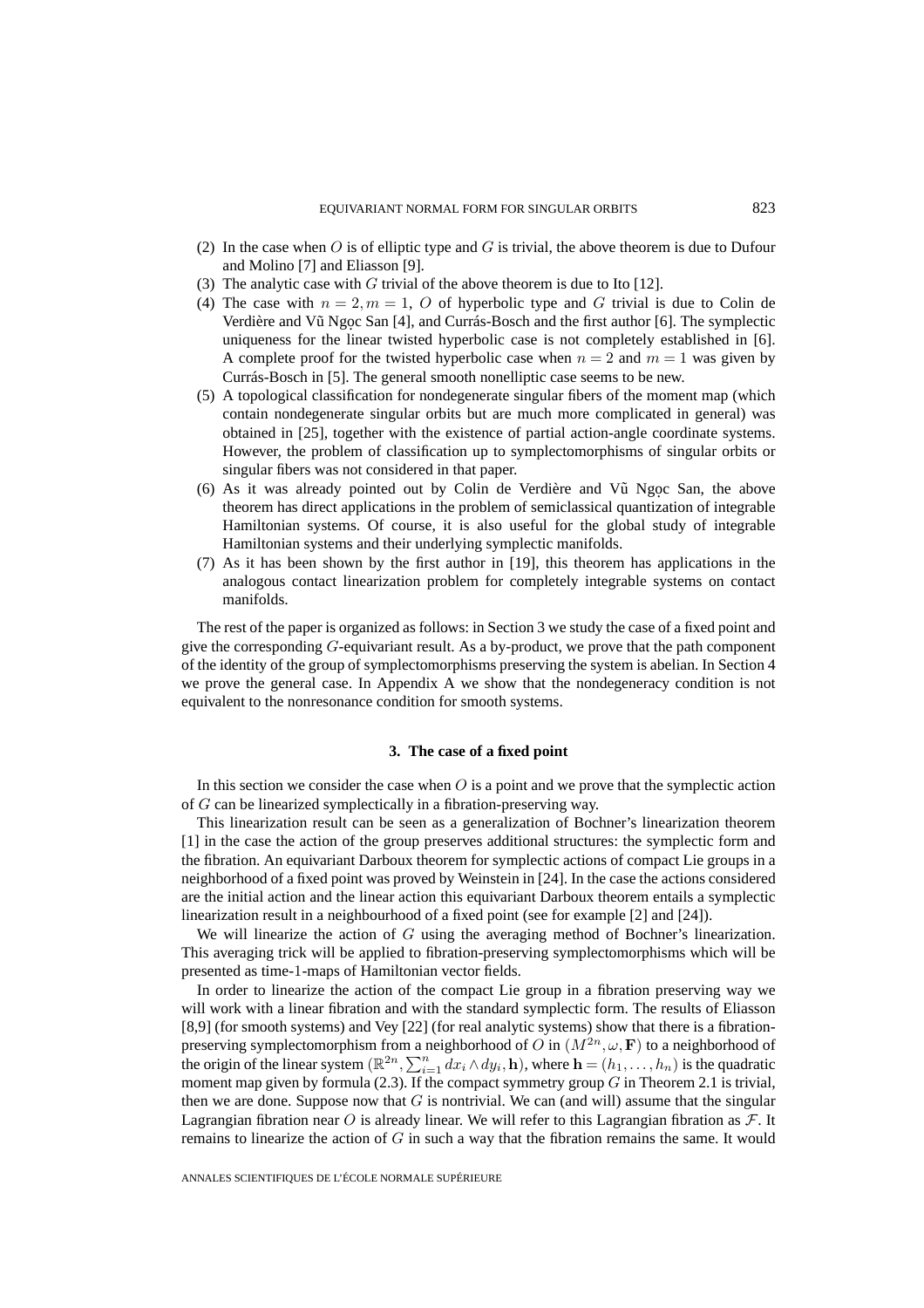(2) In the case when $O$ is of elliptic type and $G$ is trivial, the above theorem is due to Dufour and Molino [7] and Eliasson [9].
(3) The analytic case with $G$ trivial of the above theorem is due to Ito [12].
(4) The case with $n = 2, m = 1$, $O$ of hyperbolic type and $G$ trivial is due to Colin de Verdière and Vũ Ngọc San [4], and Currás-Bosch and the first author [6]. The symplectic uniqueness for the linear twisted hyperbolic case is not completely established in [6]. A complete proof for the twisted hyperbolic case when $n = 2$ and $m = 1$ was given by Currás-Bosch in [5]. The general smooth nonelliptic case seems to be new.
(5) A topological classification for nondegenerate singular fibers of the moment map (which contain nondegenerate singular orbits but are much more complicated in general) was obtained in [25], together with the existence of partial action-angle coordinate systems. However, the problem of classification up to symplectomorphisms of singular orbits or singular fibers was not considered in that paper.
(6) As it was already pointed out by Colin de Verdière and Vũ Ngọc San, the above theorem has direct applications in the problem of semiclassical quantization of integrable Hamiltonian systems. Of course, it is also useful for the global study of integrable Hamiltonian systems and their underlying symplectic manifolds.
(7) As it has been shown by the first author in [19], this theorem has applications in the analogous contact linearization problem for completely integrable systems on contact manifolds.

The rest of the paper is organized as follows: in Section 3 we study the case of a fixed point and give the corresponding $G$-equivariant result. As a by-product, we prove that the path component of the identity of the group of symplectomorphisms preserving the system is abelian. In Section 4 we prove the general case. In Appendix A we show that the nondegeneracy condition is not equivalent to the nonresonance condition for smooth systems.

## 3. The case of a fixed point

In this section we consider the case when $O$ is a point and we prove that the symplectic action of $G$ can be linearized symplectically in a fibration-preserving way.

This linearization result can be seen as a generalization of Bochner's linearization theorem [1] in the case the action of the group preserves additional structures: the symplectic form and the fibration. An equivariant Darboux theorem for symplectic actions of compact Lie groups in a neighborhood of a fixed point was proved by Weinstein in [24]. In the case the actions considered are the initial action and the linear action this equivariant Darboux theorem entails a symplectic linearization result in a neighbourhood of a fixed point (see for example [2] and [24]).

We will linearize the action of $G$ using the averaging method of Bochner's linearization. This averaging trick will be applied to fibration-preserving symplectomorphisms which will be presented as time-1-maps of Hamiltonian vector fields.

In order to linearize the action of the compact Lie group in a fibration preserving way we will work with a linear fibration and with the standard symplectic form. The results of Eliasson [8,9] (for smooth systems) and Vey [22] (for real analytic systems) show that there is a fibration-preserving symplectomorphism from a neighborhood of $O$ in $(M^{2n}, \omega, \mathbf{F})$ to a neighborhood of the origin of the linear system $(\mathbb{R}^{2n}, \sum_{i=1}^{n} dx_i \wedge dy_i, \mathbf{h})$, where $\mathbf{h} = (h_1, \ldots, h_n)$ is the quadratic moment map given by formula (2.3). If the compact symmetry group $G$ in Theorem 2.1 is trivial, then we are done. Suppose now that $G$ is nontrivial. We can (and will) assume that the singular Lagrangian fibration near $O$ is already linear. We will refer to this Lagrangian fibration as $\mathcal{F}$. It remains to linearize the action of $G$ in such a way that the fibration remains the same. It would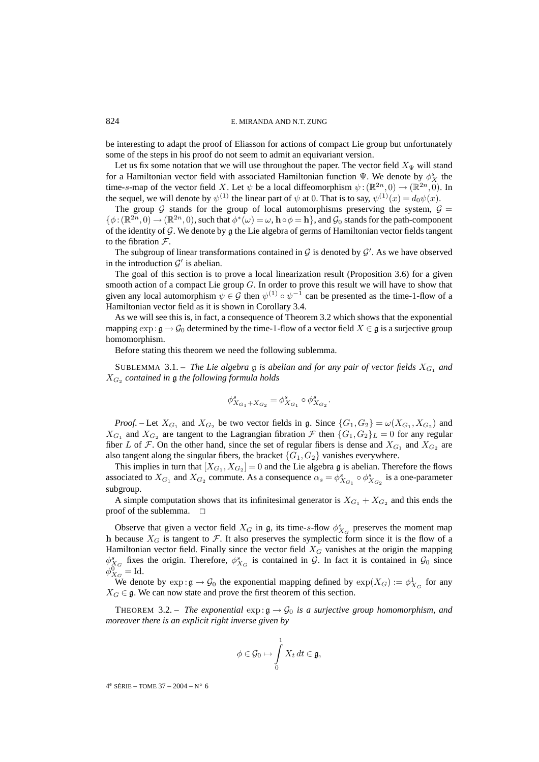be interesting to adapt the proof of Eliasson for actions of compact Lie group but unfortunately some of the steps in his proof do not seem to admit an equivariant version.

Let us fix some notation that we will use throughout the paper. The vector field $X_\Psi$ will stand for a Hamiltonian vector field with associated Hamiltonian function $\Psi$. We denote by $\phi_X^s$ the time-$s$-map of the vector field $X$. Let $\psi$ be a local diffeomorphism $\psi : (\mathbb{R}^{2n}, 0) \to (\mathbb{R}^{2n}, 0)$. In the sequel, we will denote by $\psi^{(1)}$ the linear part of $\psi$ at 0. That is to say, $\psi^{(1)}(x) = d_0\psi(x)$.

The group $\mathcal{G}$ stands for the group of local automorphisms preserving the system, $\mathcal{G} = \{\phi : (\mathbb{R}^{2n}, 0) \to (\mathbb{R}^{2n}, 0)$, such that $\phi^*(\omega) = \omega$, $\mathbf{h} \circ \phi = \mathbf{h}\}$, and $\mathcal{G}_0$ stands for the path-component of the identity of $\mathcal{G}$. We denote by $\mathfrak{g}$ the Lie algebra of germs of Hamiltonian vector fields tangent to the fibration $\mathcal{F}$.

The subgroup of linear transformations contained in $\mathcal{G}$ is denoted by $\mathcal{G}'$. As we have observed in the introduction $\mathcal{G}'$ is abelian.

The goal of this section is to prove a local linearization result (Proposition 3.6) for a given smooth action of a compact Lie group $G$. In order to prove this result we will have to show that given any local automorphism $\psi \in \mathcal{G}$ then $\psi^{(1)} \circ \psi^{-1}$ can be presented as the time-1-flow of a Hamiltonian vector field as it is shown in Corollary 3.4.

As we will see this is, in fact, a consequence of Theorem 3.2 which shows that the exponential mapping $\exp : \mathfrak{g} \to \mathcal{G}_0$ determined by the time-1-flow of a vector field $X \in \mathfrak{g}$ is a surjective group homomorphism.

Before stating this theorem we need the following sublemma.

SUBLEMMA 3.1. – *The Lie algebra $\mathfrak{g}$ is abelian and for any pair of vector fields $X_{G_1}$ and $X_{G_2}$ contained in $\mathfrak{g}$ the following formula holds*

$$\phi^s_{X_{G_1}+X_{G_2}} = \phi^s_{X_{G_1}} \circ \phi^s_{X_{G_2}}.$$

*Proof.* – Let $X_{G_1}$ and $X_{G_2}$ be two vector fields in $\mathfrak{g}$. Since $\{G_1, G_2\} = \omega(X_{G_1}, X_{G_2})$ and $X_{G_1}$ and $X_{G_2}$ are tangent to the Lagrangian fibration $\mathcal{F}$ then $\{G_1, G_2\}_L = 0$ for any regular fiber $L$ of $\mathcal{F}$. On the other hand, since the set of regular fibers is dense and $X_{G_1}$ and $X_{G_2}$ are also tangent along the singular fibers, the bracket $\{G_1, G_2\}$ vanishes everywhere.

This implies in turn that $[X_{G_1}, X_{G_2}] = 0$ and the Lie algebra $\mathfrak{g}$ is abelian. Therefore the flows associated to $X_{G_1}$ and $X_{G_2}$ commute. As a consequence $\alpha_s = \phi^s_{X_{G_1}} \circ \phi^s_{X_{G_2}}$ is a one-parameter subgroup.

A simple computation shows that its infinitesimal generator is $X_{G_1} + X_{G_2}$ and this ends the proof of the sublemma. □

Observe that given a vector field $X_G$ in $\mathfrak{g}$, its time-$s$-flow $\phi^s_{X_G}$ preserves the moment map $\mathbf{h}$ because $X_G$ is tangent to $\mathcal{F}$. It also preserves the symplectic form since it is the flow of a Hamiltonian vector field. Finally since the vector field $X_G$ vanishes at the origin the mapping $\phi^s_{X_G}$ fixes the origin. Therefore, $\phi^s_{X_G}$ is contained in $\mathcal{G}$. In fact it is contained in $\mathcal{G}_0$ since $\phi^0_{X_G} = \mathrm{Id}$.

We denote by $\exp : \mathfrak{g} \to \mathcal{G}_0$ the exponential mapping defined by $\exp(X_G) := \phi^1_{X_G}$ for any $X_G \in \mathfrak{g}$. We can now state and prove the first theorem of this section.

THEOREM 3.2. – *The exponential $\exp : \mathfrak{g} \to \mathcal{G}_0$ is a surjective group homomorphism, and moreover there is an explicit right inverse given by*

$$\phi \in \mathcal{G}_0 \mapsto \int_0^1 X_t \, dt \in \mathfrak{g},$$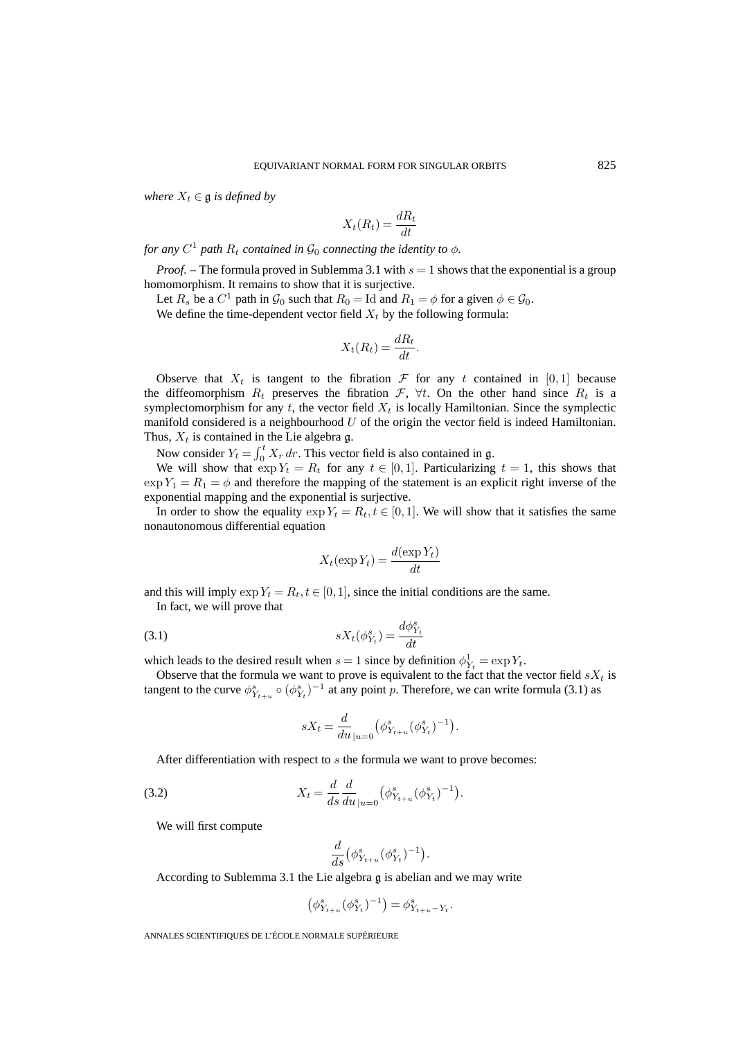*where $X_t \in \mathfrak{g}$ is defined by*

$$X_t(R_t) = \frac{dR_t}{dt}$$

*for any $C^1$ path $R_t$ contained in $\mathcal{G}_0$ connecting the identity to $\phi$.*

*Proof.* – The formula proved in Sublemma 3.1 with $s = 1$ shows that the exponential is a group homomorphism. It remains to show that it is surjective.

Let $R_s$ be a $C^1$ path in $\mathcal{G}_0$ such that $R_0 = \mathrm{Id}$ and $R_1 = \phi$ for a given $\phi \in \mathcal{G}_0$.

We define the time-dependent vector field $X_t$ by the following formula:

$$X_t(R_t) = \frac{dR_t}{dt}.$$

Observe that $X_t$ is tangent to the fibration $\mathcal{F}$ for any $t$ contained in $[0,1]$ because the diffeomorphism $R_t$ preserves the fibration $\mathcal{F}$, $\forall t$. On the other hand since $R_t$ is a symplectomorphism for any $t$, the vector field $X_t$ is locally Hamiltonian. Since the symplectic manifold considered is a neighbourhood $U$ of the origin the vector field is indeed Hamiltonian. Thus, $X_t$ is contained in the Lie algebra $\mathfrak{g}$.

Now consider $Y_t = \int_0^t X_r\, dr$. This vector field is also contained in $\mathfrak{g}$.

We will show that $\exp Y_t = R_t$ for any $t \in [0,1]$. Particularizing $t = 1$, this shows that $\exp Y_1 = R_1 = \phi$ and therefore the mapping of the statement is an explicit right inverse of the exponential mapping and the exponential is surjective.

In order to show the equality $\exp Y_t = R_t, t \in [0,1]$. We will show that it satisfies the same nonautonomous differential equation

$$X_t(\exp Y_t) = \frac{d(\exp Y_t)}{dt}$$

and this will imply $\exp Y_t = R_t, t \in [0,1]$, since the initial conditions are the same.

In fact, we will prove that

$$sX_t(\phi^s_{Y_t}) = \frac{d\phi^s_{Y_t}}{dt} \tag{3.1}$$

which leads to the desired result when $s = 1$ since by definition $\phi^1_{Y_t} = \exp Y_t$.

Observe that the formula we want to prove is equivalent to the fact that the vector field $sX_t$ is tangent to the curve $\phi^s_{Y_{t+u}} \circ (\phi^s_{Y_t})^{-1}$ at any point $p$. Therefore, we can write formula (3.1) as

$$sX_t = \frac{d}{du}_{|u=0}\big(\phi^s_{Y_{t+u}}(\phi^s_{Y_t})^{-1}\big).$$

After differentiation with respect to $s$ the formula we want to prove becomes:

$$X_t = \frac{d}{ds}\frac{d}{du}_{|u=0}\big(\phi^s_{Y_{t+u}}(\phi^s_{Y_t})^{-1}\big). \tag{3.2}$$

We will first compute

$$\frac{d}{ds}\big(\phi^s_{Y_{t+u}}(\phi^s_{Y_t})^{-1}\big).$$

According to Sublemma 3.1 the Lie algebra $\mathfrak{g}$ is abelian and we may write

$$\big(\phi^s_{Y_{t+u}}(\phi^s_{Y_t})^{-1}\big) = \phi^s_{Y_{t+u}-Y_t}.$$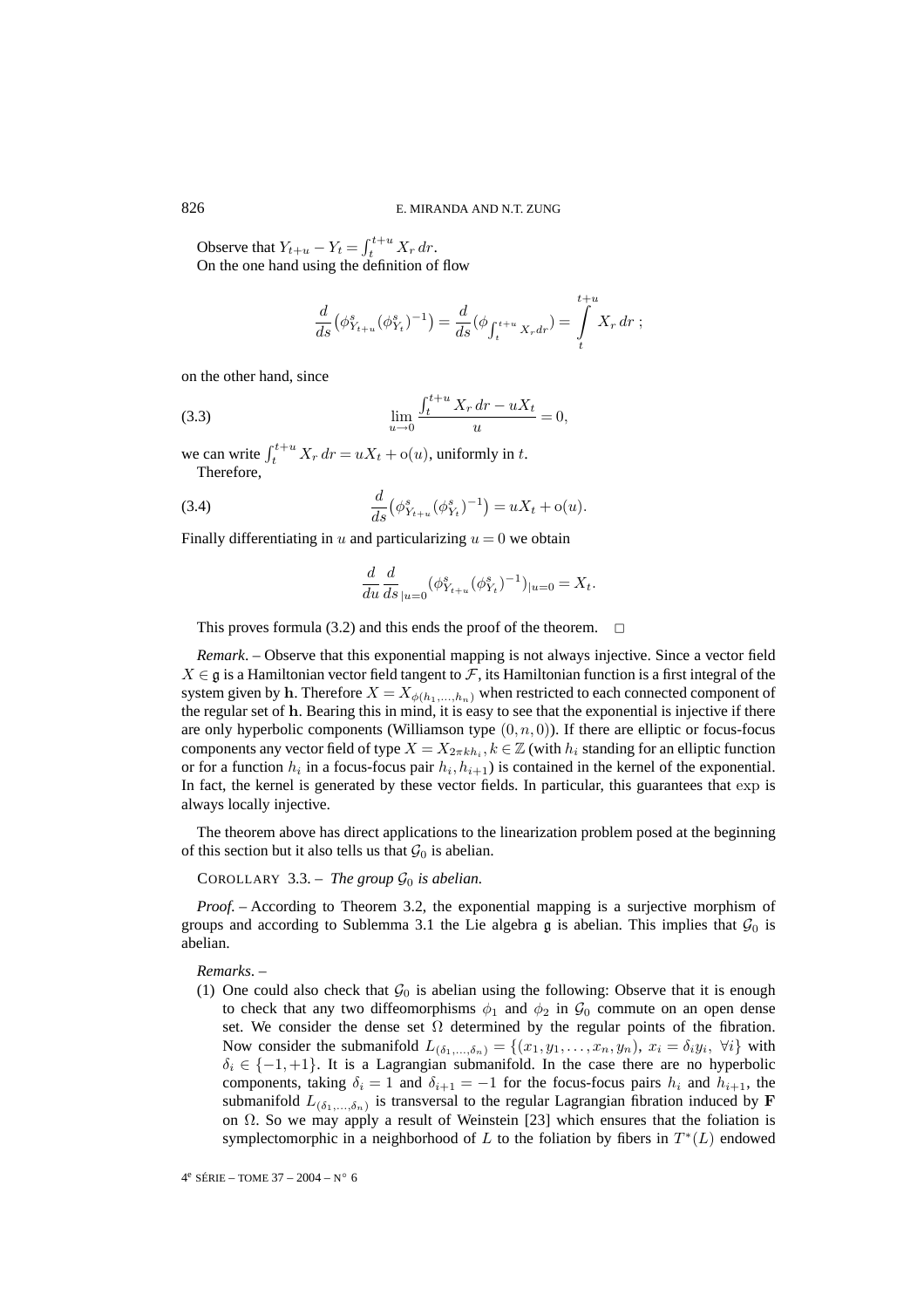Observe that $Y_{t+u} - Y_t = \int_t^{t+u} X_r\, dr$.

On the one hand using the definition of flow

$$\frac{d}{ds}\big(\phi^s_{Y_{t+u}}(\phi^s_{Y_t})^{-1}\big) = \frac{d}{ds}(\phi_{\int_t^{t+u} X_r dr}) = \int\limits_t^{t+u} X_r\, dr\ ;$$

on the other hand, since

$$\lim_{u\to 0} \frac{\int_t^{t+u} X_r\, dr - uX_t}{u} = 0, \tag{3.3}$$

we can write $\int_t^{t+u} X_r\, dr = uX_t + \mathrm{o}(u)$, uniformly in $t$.

Therefore,

$$\frac{d}{ds}\big(\phi^s_{Y_{t+u}}(\phi^s_{Y_t})^{-1}\big) = uX_t + \mathrm{o}(u). \tag{3.4}$$

Finally differentiating in $u$ and particularizing $u = 0$ we obtain

$$\frac{d}{du}\frac{d}{ds}_{|u=0}(\phi^s_{Y_{t+u}}(\phi^s_{Y_t})^{-1})_{|u=0} = X_t.$$

This proves formula (3.2) and this ends the proof of the theorem. □

*Remark*. – Observe that this exponential mapping is not always injective. Since a vector field $X \in \mathfrak{g}$ is a Hamiltonian vector field tangent to $\mathcal{F}$, its Hamiltonian function is a first integral of the system given by $\mathbf{h}$. Therefore $X = X_{\phi(h_1,\dots,h_n)}$ when restricted to each connected component of the regular set of $\mathbf{h}$. Bearing this in mind, it is easy to see that the exponential is injective if there are only hyperbolic components (Williamson type $(0,n,0)$). If there are elliptic or focus-focus components any vector field of type $X = X_{2\pi k h_i}, k \in \mathbb{Z}$ (with $h_i$ standing for an elliptic function or for a function $h_i$ in a focus-focus pair $h_i, h_{i+1}$) is contained in the kernel of the exponential. In fact, the kernel is generated by these vector fields. In particular, this guarantees that $\exp$ is always locally injective.

The theorem above has direct applications to the linearization problem posed at the beginning of this section but it also tells us that $\mathcal{G}_0$ is abelian.

COROLLARY 3.3. – *The group $\mathcal{G}_0$ is abelian.*

*Proof*. – According to Theorem 3.2, the exponential mapping is a surjective morphism of groups and according to Sublemma 3.1 the Lie algebra $\mathfrak{g}$ is abelian. This implies that $\mathcal{G}_0$ is abelian.

*Remarks*. –

(1) One could also check that $\mathcal{G}_0$ is abelian using the following: Observe that it is enough to check that any two diffeomorphisms $\phi_1$ and $\phi_2$ in $\mathcal{G}_0$ commute on an open dense set. We consider the dense set $\Omega$ determined by the regular points of the fibration. Now consider the submanifold $L_{(\delta_1,\dots,\delta_n)} = \{(x_1,y_1,\dots,x_n,y_n),\ x_i = \delta_i y_i,\ \forall i\}$ with $\delta_i \in \{-1,+1\}$. It is a Lagrangian submanifold. In the case there are no hyperbolic components, taking $\delta_i = 1$ and $\delta_{i+1} = -1$ for the focus-focus pairs $h_i$ and $h_{i+1}$, the submanifold $L_{(\delta_1,\dots,\delta_n)}$ is transversal to the regular Lagrangian fibration induced by $\mathbf{F}$ on $\Omega$. So we may apply a result of Weinstein [23] which ensures that the foliation is symplectomorphic in a neighborhood of $L$ to the foliation by fibers in $T^*(L)$ endowed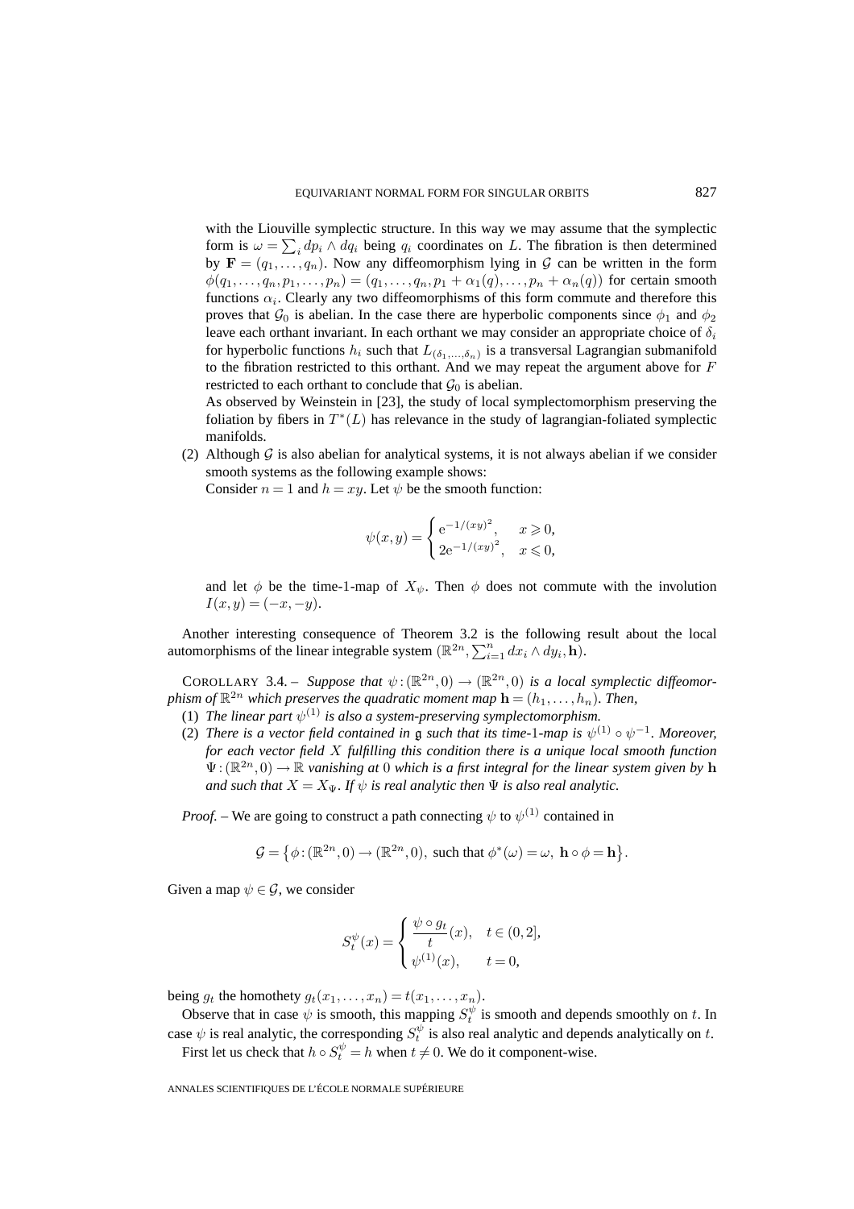with the Liouville symplectic structure. In this way we may assume that the symplectic form is $\omega = \sum_i dp_i \wedge dq_i$ being $q_i$ coordinates on $L$. The fibration is then determined by $\mathbf{F} = (q_1, \ldots, q_n)$. Now any diffeomorphism lying in $\mathcal{G}$ can be written in the form $\phi(q_1, \ldots, q_n, p_1, \ldots, p_n) = (q_1, \ldots, q_n, p_1 + \alpha_1(q), \ldots, p_n + \alpha_n(q))$ for certain smooth functions $\alpha_i$. Clearly any two diffeomorphisms of this form commute and therefore this proves that $\mathcal{G}_0$ is abelian. In the case there are hyperbolic components since $\phi_1$ and $\phi_2$ leave each orthant invariant. In each orthant we may consider an appropriate choice of $\delta_i$ for hyperbolic functions $h_i$ such that $L_{(\delta_1, \ldots, \delta_n)}$ is a transversal Lagrangian submanifold to the fibration restricted to this orthant. And we may repeat the argument above for $F$ restricted to each orthant to conclude that $\mathcal{G}_0$ is abelian.

As observed by Weinstein in [23], the study of local symplectomorphism preserving the foliation by fibers in $T^*(L)$ has relevance in the study of lagrangian-foliated symplectic manifolds.

(2) Although $\mathcal{G}$ is also abelian for analytical systems, it is not always abelian if we consider smooth systems as the following example shows:

Consider $n = 1$ and $h = xy$. Let $\psi$ be the smooth function:

$$\psi(x,y) = \begin{cases} \mathrm{e}^{-1/(xy)^2}, & x \geqslant 0, \\ 2\mathrm{e}^{-1/(xy)^2}, & x \leqslant 0, \end{cases}$$

and let $\phi$ be the time-1-map of $X_\psi$. Then $\phi$ does not commute with the involution $I(x,y) = (-x,-y)$.

Another interesting consequence of Theorem 3.2 is the following result about the local automorphisms of the linear integrable system $(\mathbb{R}^{2n}, \sum_{i=1}^n dx_i \wedge dy_i, \mathbf{h})$.

COROLLARY 3.4. – *Suppose that $\psi : (\mathbb{R}^{2n}, 0) \to (\mathbb{R}^{2n}, 0)$ is a local symplectic diffeomorphism of $\mathbb{R}^{2n}$ which preserves the quadratic moment map $\mathbf{h} = (h_1, \ldots, h_n)$. Then,*

(1) *The linear part $\psi^{(1)}$ is also a system-preserving symplectomorphism.*

(2) *There is a vector field contained in $\mathfrak{g}$ such that its time-1-map is $\psi^{(1)} \circ \psi^{-1}$. Moreover, for each vector field $X$ fulfilling this condition there is a unique local smooth function $\Psi : (\mathbb{R}^{2n}, 0) \to \mathbb{R}$ vanishing at 0 which is a first integral for the linear system given by $\mathbf{h}$ and such that $X = X_\Psi$. If $\psi$ is real analytic then $\Psi$ is also real analytic.*

*Proof.* – We are going to construct a path connecting $\psi$ to $\psi^{(1)}$ contained in

$$\mathcal{G} = \{\phi : (\mathbb{R}^{2n}, 0) \to (\mathbb{R}^{2n}, 0), \text{ such that } \phi^*(\omega) = \omega,\ \mathbf{h} \circ \phi = \mathbf{h}\}.$$

Given a map $\psi \in \mathcal{G}$, we consider

$$S_t^\psi(x) = \begin{cases} \dfrac{\psi \circ g_t}{t}(x), & t \in (0,2], \\ \psi^{(1)}(x), & t = 0, \end{cases}$$

being $g_t$ the homothety $g_t(x_1, \ldots, x_n) = t(x_1, \ldots, x_n)$.

Observe that in case $\psi$ is smooth, this mapping $S_t^\psi$ is smooth and depends smoothly on $t$. In case $\psi$ is real analytic, the corresponding $S_t^\psi$ is also real analytic and depends analytically on $t$.

First let us check that $h \circ S_t^\psi = h$ when $t \neq 0$. We do it component-wise.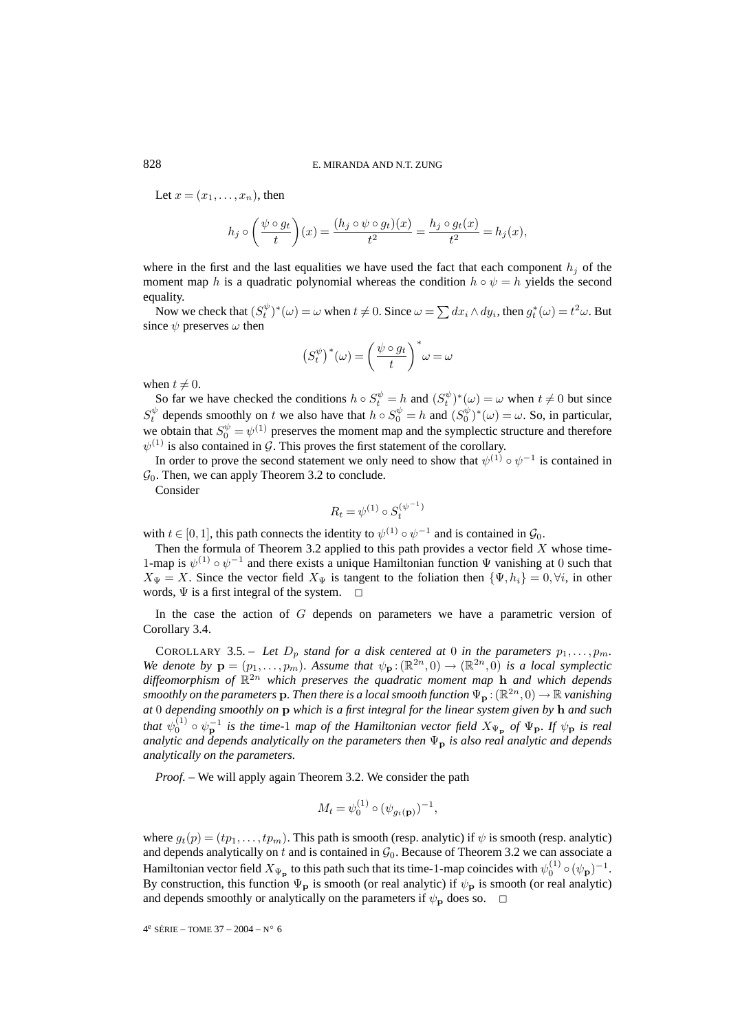Let $x = (x_1, \ldots, x_n)$, then

$$h_j \circ \left(\frac{\psi \circ g_t}{t}\right)(x) = \frac{(h_j \circ \psi \circ g_t)(x)}{t^2} = \frac{h_j \circ g_t(x)}{t^2} = h_j(x),$$

where in the first and the last equalities we have used the fact that each component $h_j$ of the moment map $h$ is a quadratic polynomial whereas the condition $h \circ \psi = h$ yields the second equality.

Now we check that $(S_t^{\psi})^*(\omega) = \omega$ when $t \neq 0$. Since $\omega = \sum dx_i \wedge dy_i$, then $g_t^*(\omega) = t^2\omega$. But since $\psi$ preserves $\omega$ then

$$\left(S_t^{\psi}\right)^*(\omega) = \left(\frac{\psi \circ g_t}{t}\right)^* \omega = \omega$$

when $t \neq 0$.

So far we have checked the conditions $h \circ S_t^{\psi} = h$ and $(S_t^{\psi})^*(\omega) = \omega$ when $t \neq 0$ but since $S_t^{\psi}$ depends smoothly on $t$ we also have that $h \circ S_0^{\psi} = h$ and $(S_0^{\psi})^*(\omega) = \omega$. So, in particular, we obtain that $S_0^{\psi} = \psi^{(1)}$ preserves the moment map and the symplectic structure and therefore $\psi^{(1)}$ is also contained in $\mathcal{G}$. This proves the first statement of the corollary.

In order to prove the second statement we only need to show that $\psi^{(1)} \circ \psi^{-1}$ is contained in $\mathcal{G}_0$. Then, we can apply Theorem 3.2 to conclude.

Consider

$$R_t = \psi^{(1)} \circ S_t^{(\psi^{-1})}$$

with $t \in [0, 1]$, this path connects the identity to $\psi^{(1)} \circ \psi^{-1}$ and is contained in $\mathcal{G}_0$.

Then the formula of Theorem 3.2 applied to this path provides a vector field $X$ whose time-1-map is $\psi^{(1)} \circ \psi^{-1}$ and there exists a unique Hamiltonian function $\Psi$ vanishing at 0 such that $X_\Psi = X$. Since the vector field $X_\Psi$ is tangent to the foliation then $\{\Psi, h_i\} = 0, \forall i$, in other words, $\Psi$ is a first integral of the system. □

In the case the action of $G$ depends on parameters we have a parametric version of Corollary 3.4.

COROLLARY 3.5. – *Let $D_p$ stand for a disk centered at 0 in the parameters $p_1, \ldots, p_m$. We denote by $\mathbf{p} = (p_1, \ldots, p_m)$. Assume that $\psi_{\mathbf{p}} : (\mathbb{R}^{2n}, 0) \to (\mathbb{R}^{2n}, 0)$ is a local symplectic diffeomorphism of $\mathbb{R}^{2n}$ which preserves the quadratic moment map $\mathbf{h}$ and which depends smoothly on the parameters $\mathbf{p}$. Then there is a local smooth function $\Psi_{\mathbf{p}} : (\mathbb{R}^{2n}, 0) \to \mathbb{R}$ vanishing at 0 depending smoothly on $\mathbf{p}$ which is a first integral for the linear system given by $\mathbf{h}$ and such that $\psi_0^{(1)} \circ \psi_{\mathbf{p}}^{-1}$ is the time-1 map of the Hamiltonian vector field $X_{\Psi_{\mathbf{p}}}$ of $\Psi_{\mathbf{p}}$. If $\psi_{\mathbf{p}}$ is real analytic and depends analytically on the parameters then $\Psi_{\mathbf{p}}$ is also real analytic and depends analytically on the parameters.*

*Proof.* – We will apply again Theorem 3.2. We consider the path

$$M_t = \psi_0^{(1)} \circ (\psi_{g_t(\mathbf{p})})^{-1},$$

where $g_t(p) = (tp_1, \ldots, tp_m)$. This path is smooth (resp. analytic) if $\psi$ is smooth (resp. analytic) and depends analytically on $t$ and is contained in $\mathcal{G}_0$. Because of Theorem 3.2 we can associate a Hamiltonian vector field $X_{\Psi_{\mathbf{p}}}$ to this path such that its time-1-map coincides with $\psi_0^{(1)} \circ (\psi_{\mathbf{p}})^{-1}$. By construction, this function $\Psi_{\mathbf{p}}$ is smooth (or real analytic) if $\psi_{\mathbf{p}}$ is smooth (or real analytic) and depends smoothly or analytically on the parameters if $\psi_{\mathbf{p}}$ does so. □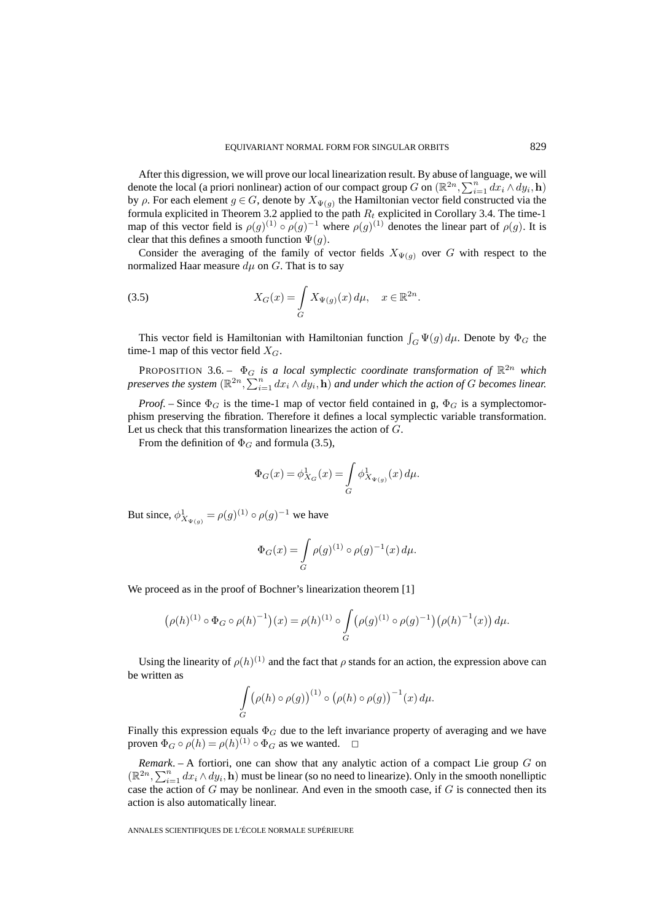After this digression, we will prove our local linearization result. By abuse of language, we will denote the local (a priori nonlinear) action of our compact group $G$ on $(\mathbb{R}^{2n}, \sum_{i=1}^n dx_i \wedge dy_i, \mathbf{h})$ by $\rho$. For each element $g \in G$, denote by $X_{\Psi(g)}$ the Hamiltonian vector field constructed via the formula explicited in Theorem 3.2 applied to the path $R_t$ explicited in Corollary 3.4. The time-1 map of this vector field is $\rho(g)^{(1)} \circ \rho(g)^{-1}$ where $\rho(g)^{(1)}$ denotes the linear part of $\rho(g)$. It is clear that this defines a smooth function $\Psi(g)$.

Consider the averaging of the family of vector fields $X_{\Psi(g)}$ over $G$ with respect to the normalized Haar measure $d\mu$ on $G$. That is to say

$$X_G(x) = \int_G X_{\Psi(g)}(x)\, d\mu, \quad x \in \mathbb{R}^{2n}. \tag{3.5}$$

This vector field is Hamiltonian with Hamiltonian function $\int_G \Psi(g)\, d\mu$. Denote by $\Phi_G$ the time-1 map of this vector field $X_G$.

PROPOSITION 3.6. – *$\Phi_G$ is a local symplectic coordinate transformation of $\mathbb{R}^{2n}$ which preserves the system $(\mathbb{R}^{2n}, \sum_{i=1}^n dx_i \wedge dy_i, \mathbf{h})$ and under which the action of $G$ becomes linear.*

*Proof.* – Since $\Phi_G$ is the time-1 map of vector field contained in $\mathfrak{g}$, $\Phi_G$ is a symplectomorphism preserving the fibration. Therefore it defines a local symplectic variable transformation. Let us check that this transformation linearizes the action of $G$.

From the definition of $\Phi_G$ and formula (3.5),

$$\Phi_G(x) = \phi^1_{X_G}(x) = \int_G \phi^1_{X_{\Psi(g)}}(x)\, d\mu.$$

But since, $\phi^1_{X_{\Psi(g)}} = \rho(g)^{(1)} \circ \rho(g)^{-1}$ we have

$$\Phi_G(x) = \int_G \rho(g)^{(1)} \circ \rho(g)^{-1}(x)\, d\mu.$$

We proceed as in the proof of Bochner's linearization theorem [1]

$$\big(\rho(h)^{(1)} \circ \Phi_G \circ \rho(h)^{-1}\big)(x) = \rho(h)^{(1)} \circ \int_G \big(\rho(g)^{(1)} \circ \rho(g)^{-1}\big)\big(\rho(h)^{-1}(x)\big)\, d\mu.$$

Using the linearity of $\rho(h)^{(1)}$ and the fact that $\rho$ stands for an action, the expression above can be written as

$$\int_G \big(\rho(h) \circ \rho(g)\big)^{(1)} \circ \big(\rho(h) \circ \rho(g)\big)^{-1}(x)\, d\mu.$$

Finally this expression equals $\Phi_G$ due to the left invariance property of averaging and we have proven $\Phi_G \circ \rho(h) = \rho(h)^{(1)} \circ \Phi_G$ as we wanted. □

*Remark*. – A fortiori, one can show that any analytic action of a compact Lie group $G$ on $(\mathbb{R}^{2n}, \sum_{i=1}^n dx_i \wedge dy_i, \mathbf{h})$ must be linear (so no need to linearize). Only in the smooth nonelliptic case the action of $G$ may be nonlinear. And even in the smooth case, if $G$ is connected then its action is also automatically linear.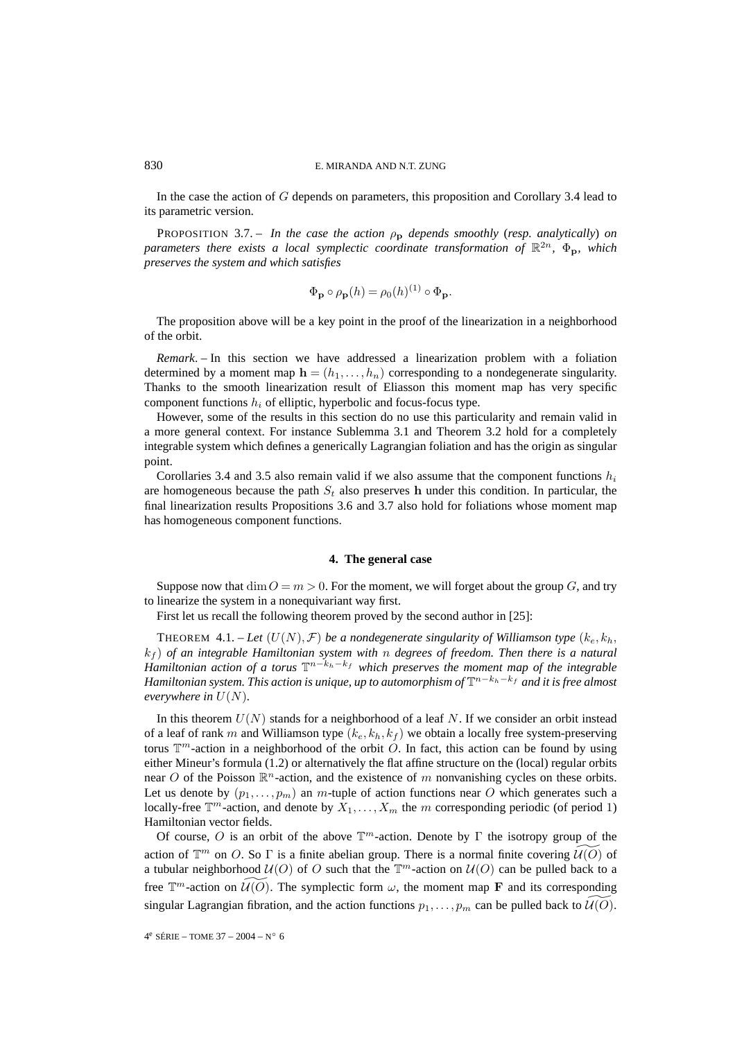In the case the action of $G$ depends on parameters, this proposition and Corollary 3.4 lead to its parametric version.

PROPOSITION 3.7. – *In the case the action $\rho_{\mathbf{p}}$ depends smoothly* (*resp. analytically*) *on parameters there exists a local symplectic coordinate transformation of $\mathbb{R}^{2n}$, $\Phi_{\mathbf{p}}$, which preserves the system and which satisfies*

$$\Phi_{\mathbf{p}} \circ \rho_{\mathbf{p}}(h) = \rho_0(h)^{(1)} \circ \Phi_{\mathbf{p}}.$$

The proposition above will be a key point in the proof of the linearization in a neighborhood of the orbit.

*Remark*. – In this section we have addressed a linearization problem with a foliation determined by a moment map $\mathbf{h} = (h_1, \ldots, h_n)$ corresponding to a nondegenerate singularity. Thanks to the smooth linearization result of Eliasson this moment map has very specific component functions $h_i$ of elliptic, hyperbolic and focus-focus type.

However, some of the results in this section do no use this particularity and remain valid in a more general context. For instance Sublemma 3.1 and Theorem 3.2 hold for a completely integrable system which defines a generically Lagrangian foliation and has the origin as singular point.

Corollaries 3.4 and 3.5 also remain valid if we also assume that the component functions $h_i$ are homogeneous because the path $S_t$ also preserves $\mathbf{h}$ under this condition. In particular, the final linearization results Propositions 3.6 and 3.7 also hold for foliations whose moment map has homogeneous component functions.

## 4. The general case

Suppose now that $\dim O = m > 0$. For the moment, we will forget about the group $G$, and try to linearize the system in a nonequivariant way first.

First let us recall the following theorem proved by the second author in [25]:

THEOREM 4.1. – *Let $(U(N), \mathcal{F})$ be a nondegenerate singularity of Williamson type $(k_e, k_h, k_f)$ of an integrable Hamiltonian system with $n$ degrees of freedom. Then there is a natural Hamiltonian action of a torus $\mathbb{T}^{n-k_h-k_f}$ which preserves the moment map of the integrable Hamiltonian system. This action is unique, up to automorphism of $\mathbb{T}^{n-k_h-k_f}$ and it is free almost everywhere in $U(N)$.*

In this theorem $U(N)$ stands for a neighborhood of a leaf $N$. If we consider an orbit instead of a leaf of rank $m$ and Williamson type $(k_e, k_h, k_f)$ we obtain a locally free system-preserving torus $\mathbb{T}^m$-action in a neighborhood of the orbit $O$. In fact, this action can be found by using either Mineur's formula (1.2) or alternatively the flat affine structure on the (local) regular orbits near $O$ of the Poisson $\mathbb{R}^n$-action, and the existence of $m$ nonvanishing cycles on these orbits. Let us denote by $(p_1, \ldots, p_m)$ an $m$-tuple of action functions near $O$ which generates such a locally-free $\mathbb{T}^m$-action, and denote by $X_1, \ldots, X_m$ the $m$ corresponding periodic (of period 1) Hamiltonian vector fields.

Of course, $O$ is an orbit of the above $\mathbb{T}^m$-action. Denote by $\Gamma$ the isotropy group of the action of $\mathbb{T}^m$ on $O$. So $\Gamma$ is a finite abelian group. There is a normal finite covering $\widetilde{\mathcal{U}(O)}$ of a tubular neighborhood $\mathcal{U}(O)$ of $O$ such that the $\mathbb{T}^m$-action on $\mathcal{U}(O)$ can be pulled back to a free $\mathbb{T}^m$-action on $\widetilde{\mathcal{U}(O)}$. The symplectic form $\omega$, the moment map $\mathbf{F}$ and its corresponding singular Lagrangian fibration, and the action functions $p_1, \ldots, p_m$ can be pulled back to $\widetilde{\mathcal{U}(O)}$.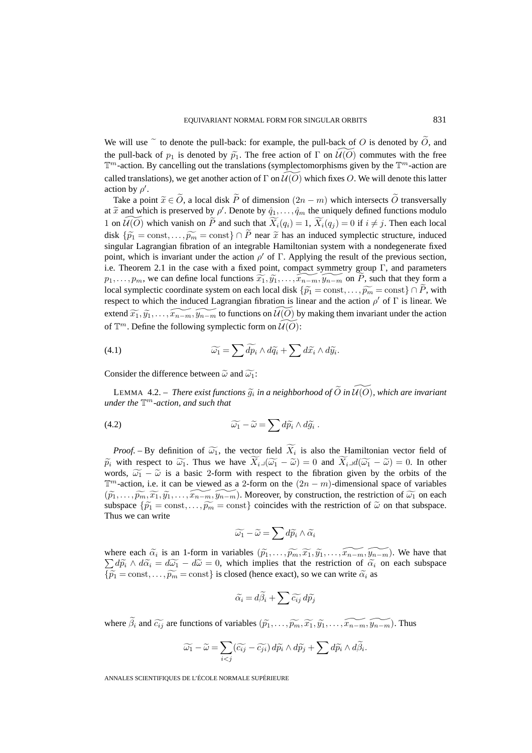We will use $\sim$ to denote the pull-back: for example, the pull-back of $O$ is denoted by $\widetilde{O}$, and the pull-back of $p_1$ is denoted by $\widetilde{p_1}$. The free action of $\Gamma$ on $\widetilde{\mathcal{U}(O)}$ commutes with the free $\mathbb{T}^m$-action. By cancelling out the translations (symplectomorphisms given by the $\mathbb{T}^m$-action are called translations), we get another action of $\Gamma$ on $\widetilde{\mathcal{U}(O)}$ which fixes $O$. We will denote this latter action by $\rho'$.

Take a point $\widetilde{x} \in \widetilde{O}$, a local disk $\widetilde{P}$ of dimension $(2n-m)$ which intersects $\widetilde{O}$ transversally at $\widetilde{x}$ and which is preserved by $\rho'$. Denote by $\hat{q}_1, \ldots, \hat{q}_m$ the uniquely defined functions modulo 1 on $\widetilde{\mathcal{U}(O)}$ which vanish on $\widetilde{P}$ and such that $\widetilde{X}_i(q_i) = 1$, $\widetilde{X}_i(q_j) = 0$ if $i \neq j$. Then each local disk $\{\widetilde{p_1} = \text{const}, \ldots, \widetilde{p_m} = \text{const}\} \cap \widetilde{P}$ near $\widetilde{x}$ has an induced symplectic structure, induced singular Lagrangian fibration of an integrable Hamiltonian system with a nondegenerate fixed point, which is invariant under the action $\rho'$ of $\Gamma$. Applying the result of the previous section, i.e. Theorem 2.1 in the case with a fixed point, compact symmetry group $\Gamma$, and parameters $p_1, \ldots, p_m$, we can define local functions $\widetilde{x_1}, \widetilde{y_1}, \ldots, \widetilde{x_{n-m}}, \widetilde{y_{n-m}}$ on $\widetilde{P}$, such that they form a local symplectic coordinate system on each local disk $\{\widetilde{p_1} = \text{const}, \ldots, \widetilde{p_m} = \text{const}\} \cap \widetilde{P}$, with respect to which the induced Lagrangian fibration is linear and the action $\rho'$ of $\Gamma$ is linear. We extend $\widetilde{x_1}, \widetilde{y_1}, \ldots, \widetilde{x_{n-m}}, \widetilde{y_{n-m}}$ to functions on $\widetilde{\mathcal{U}(O)}$ by making them invariant under the action of $\mathbb{T}^m$. Define the following symplectic form on $\widetilde{\mathcal{U}(O)}$:

$$\widetilde{\omega_1} = \sum d\widetilde{p_i} \wedge d\widetilde{q_i} + \sum d\widetilde{x_i} \wedge d\widetilde{y_i}. \tag{4.1}$$

Consider the difference between $\widetilde{\omega}$ and $\widetilde{\omega_1}$:

LEMMA 4.2. – *There exist functions $\widetilde{g_i}$ in a neighborhood of $\widetilde{O}$ in $\widetilde{\mathcal{U}(O)}$, which are invariant under the $\mathbb{T}^m$-action, and such that*

$$\widetilde{\omega_1} - \widetilde{\omega} = \sum d\widetilde{p_i} \wedge d\widetilde{g_i}\,. \tag{4.2}$$

*Proof.* – By definition of $\widetilde{\omega_1}$, the vector field $\widetilde{X_i}$ is also the Hamiltonian vector field of $\widetilde{p_i}$ with respect to $\widetilde{\omega_1}$. Thus we have $\widetilde{X_i} \lrcorner (\widetilde{\omega_1} - \widetilde{\omega}) = 0$ and $\widetilde{X_i} \lrcorner d(\widetilde{\omega_1} - \widetilde{\omega}) = 0$. In other words, $\widetilde{\omega_1} - \widetilde{\omega}$ is a basic 2-form with respect to the fibration given by the orbits of the $\mathbb{T}^m$-action, i.e. it can be viewed as a 2-form on the $(2n-m)$-dimensional space of variables $(\widetilde{p_1}, \ldots, \widetilde{p_m}, \widetilde{x_1}, \widetilde{y_1}, \ldots, \widetilde{x_{n-m}}, \widetilde{y_{n-m}})$. Moreover, by construction, the restriction of $\widetilde{\omega_1}$ on each subspace $\{\widetilde{p_1} = \text{const}, \ldots, \widetilde{p_m} = \text{const}\}$ coincides with the restriction of $\widetilde{\omega}$ on that subspace. Thus we can write

$$\widetilde{\omega_1} - \widetilde{\omega} = \sum d\widetilde{p_i} \wedge \widetilde{\alpha_i}$$

where each $\widetilde{\alpha_i}$ is an 1-form in variables $(\widetilde{p_1}, \ldots, \widetilde{p_m}, \widetilde{x_1}, \widetilde{y_1}, \ldots, \widetilde{x_{n-m}}, \widetilde{y_{n-m}})$. We have that $\sum d\widetilde{p_i} \wedge d\widetilde{\alpha_i} = d\widetilde{\omega_1} - d\widetilde{\omega} = 0$, which implies that the restriction of $\widetilde{\alpha_i}$ on each subspace $\{\widetilde{p_1} = \text{const}, \ldots, \widetilde{p_m} = \text{const}\}$ is closed (hence exact), so we can write $\widetilde{\alpha_i}$ as

$$\widetilde{\alpha_i} = d\widetilde{\beta_i} + \sum \widetilde{c_{ij}}\, d\widetilde{p_j}$$

where $\widetilde{\beta_i}$ and $\widetilde{c_{ij}}$ are functions of variables $(\widetilde{p_1}, \ldots, \widetilde{p_m}, \widetilde{x_1}, \widetilde{y_1}, \ldots, \widetilde{x_{n-m}}, \widetilde{y_{n-m}})$. Thus

$$\widetilde{\omega_1} - \widetilde{\omega} = \sum_{i<j} (\widetilde{c_{ij}} - \widetilde{c_{ji}})\, d\widetilde{p_i} \wedge d\widetilde{p_j} + \sum d\widetilde{p_i} \wedge d\widetilde{\beta_i}.$$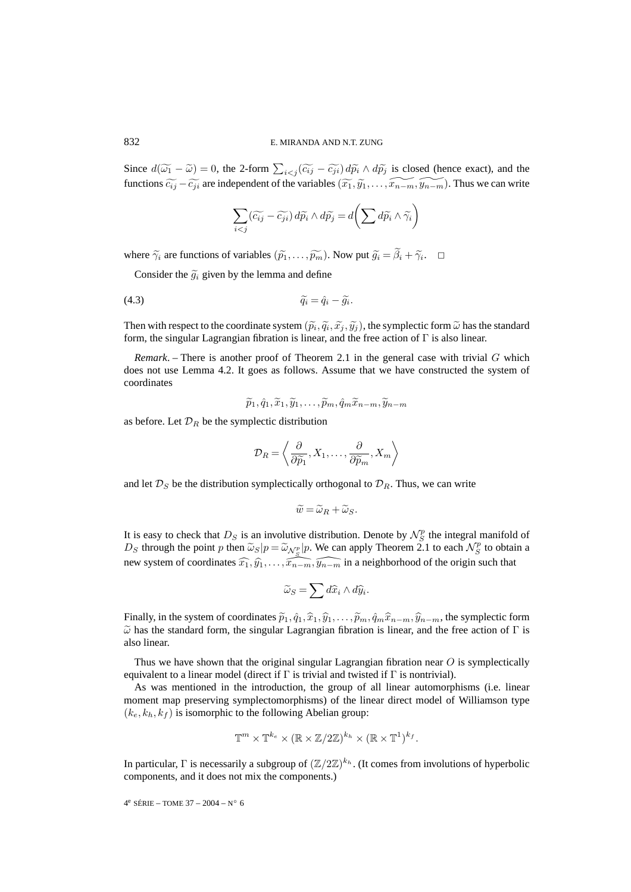Since $d(\widetilde{\omega_1} - \widetilde{\omega}) = 0$, the 2-form $\sum_{i<j}(\widetilde{c_{ij}} - \widetilde{c_{ji}})\, d\widetilde{p_i} \wedge d\widetilde{p_j}$ is closed (hence exact), and the functions $\widetilde{c_{ij}} - \widetilde{c_{ji}}$ are independent of the variables $(\widetilde{x_1}, \widetilde{y_1}, \ldots, \widetilde{x_{n-m}}, \widetilde{y_{n-m}})$. Thus we can write

$$\sum_{i<j}(\widetilde{c_{ij}} - \widetilde{c_{ji}})\, d\widetilde{p_i} \wedge d\widetilde{p_j} = d\left(\sum d\widetilde{p_i} \wedge \widetilde{\gamma_i}\right)$$

where $\widetilde{\gamma_i}$ are functions of variables $(\widetilde{p_1}, \ldots, \widetilde{p_m})$. Now put $\widetilde{g_i} = \widetilde{\beta_i} + \widetilde{\gamma_i}$. $\square$

Consider the $\widetilde{g_i}$ given by the lemma and define

$$\widetilde{q_i} = \hat{q_i} - \widetilde{g_i}. \tag{4.3}$$

Then with respect to the coordinate system $(\widetilde{p_i}, \widetilde{q_i}, \widetilde{x_j}, \widetilde{y_j})$, the symplectic form $\widetilde{\omega}$ has the standard form, the singular Lagrangian fibration is linear, and the free action of $\Gamma$ is also linear.

*Remark*. – There is another proof of Theorem 2.1 in the general case with trivial $G$ which does not use Lemma 4.2. It goes as follows. Assume that we have constructed the system of coordinates

$$\widetilde{p}_1, \hat{q}_1, \widetilde{x}_1, \widetilde{y}_1, \ldots, \widetilde{p}_m, \hat{q}_m \widetilde{x}_{n-m}, \widetilde{y}_{n-m}$$

as before. Let $\mathcal{D}_R$ be the symplectic distribution

$$\mathcal{D}_R = \left\langle \frac{\partial}{\partial \widetilde{p_1}}, X_1, \ldots, \frac{\partial}{\partial \widetilde{p_m}}, X_m \right\rangle$$

and let $\mathcal{D}_S$ be the distribution symplectically orthogonal to $\mathcal{D}_R$. Thus, we can write

$$\widetilde{w} = \widetilde{\omega}_R + \widetilde{\omega}_S.$$

It is easy to check that $D_S$ is an involutive distribution. Denote by $\mathcal{N}_S^p$ the integral manifold of $D_S$ through the point $p$ then $\widetilde{\omega}_S|p = \widetilde{\omega}_{\mathcal{N}_S^p}|p$. We can apply Theorem 2.1 to each $\mathcal{N}_S^p$ to obtain a new system of coordinates $\widehat{x_1}, \widehat{y_1}, \ldots, \widehat{x_{n-m}}, \widehat{y_{n-m}}$ in a neighborhood of the origin such that

$$\widetilde{\omega}_S = \sum d\widehat{x}_i \wedge d\widehat{y}_i.$$

Finally, in the system of coordinates $\widetilde{p}_1, \hat{q}_1, \widehat{x}_1, \widehat{y}_1, \ldots, \widetilde{p}_m, \hat{q}_m \widehat{x}_{n-m}, \widehat{y}_{n-m}$, the symplectic form $\widetilde{\omega}$ has the standard form, the singular Lagrangian fibration is linear, and the free action of $\Gamma$ is also linear.

Thus we have shown that the original singular Lagrangian fibration near $O$ is symplectically equivalent to a linear model (direct if $\Gamma$ is trivial and twisted if $\Gamma$ is nontrivial).

As was mentioned in the introduction, the group of all linear automorphisms (i.e. linear moment map preserving symplectomorphisms) of the linear direct model of Williamson type $(k_e, k_h, k_f)$ is isomorphic to the following Abelian group:

$$\mathbb{T}^m \times \mathbb{T}^{k_e} \times (\mathbb{R} \times \mathbb{Z}/2\mathbb{Z})^{k_h} \times (\mathbb{R} \times \mathbb{T}^1)^{k_f}.$$

In particular, $\Gamma$ is necessarily a subgroup of $(\mathbb{Z}/2\mathbb{Z})^{k_h}$. (It comes from involutions of hyperbolic components, and it does not mix the components.)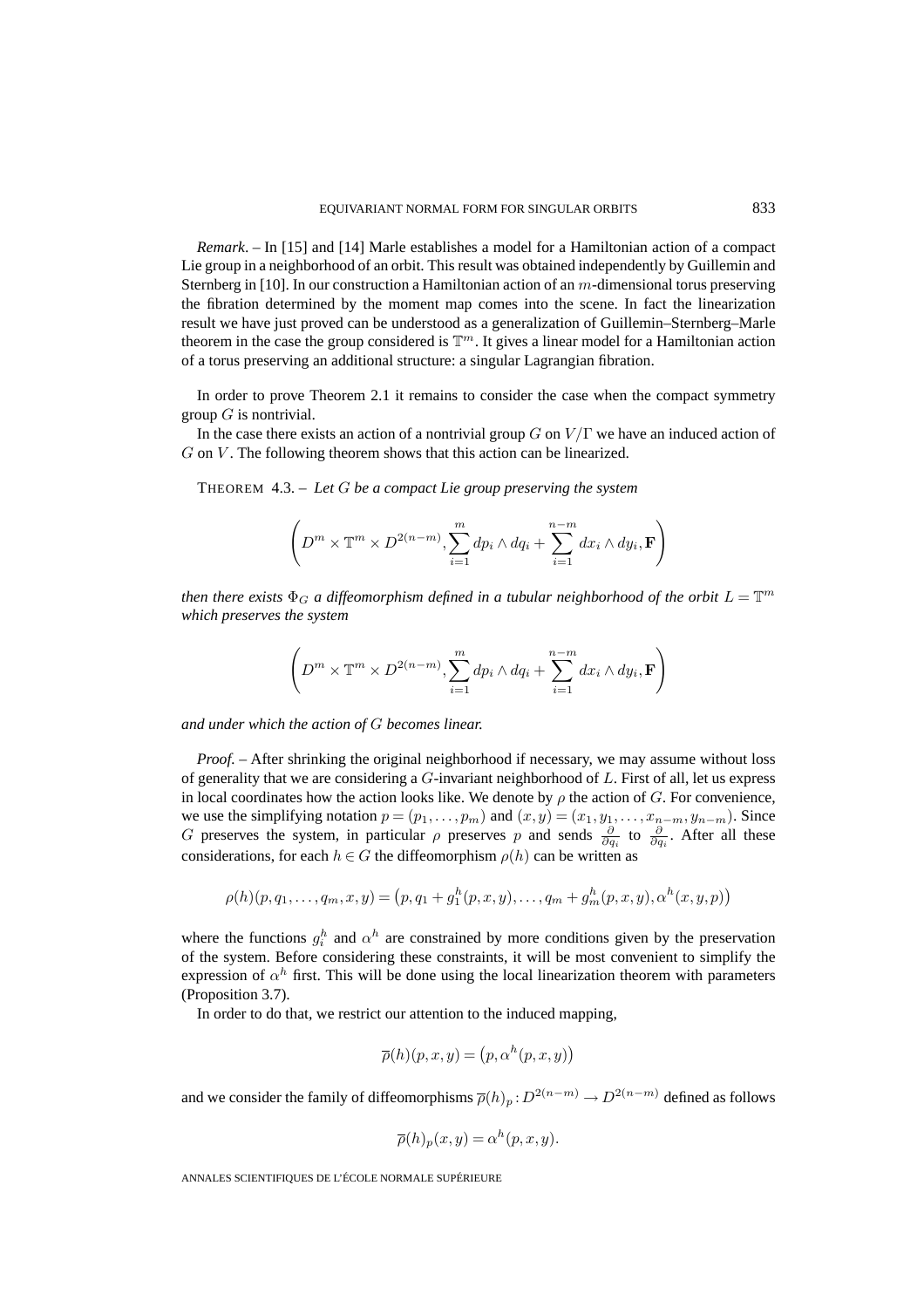*Remark*. – In [15] and [14] Marle establishes a model for a Hamiltonian action of a compact Lie group in a neighborhood of an orbit. This result was obtained independently by Guillemin and Sternberg in [10]. In our construction a Hamiltonian action of an $m$-dimensional torus preserving the fibration determined by the moment map comes into the scene. In fact the linearization result we have just proved can be understood as a generalization of Guillemin–Sternberg–Marle theorem in the case the group considered is $\mathbb{T}^m$. It gives a linear model for a Hamiltonian action of a torus preserving an additional structure: a singular Lagrangian fibration.

In order to prove Theorem 2.1 it remains to consider the case when the compact symmetry group $G$ is nontrivial.

In the case there exists an action of a nontrivial group $G$ on $V/\Gamma$ we have an induced action of $G$ on $V$. The following theorem shows that this action can be linearized.

THEOREM 4.3. – *Let $G$ be a compact Lie group preserving the system*

$$\left(D^m \times \mathbb{T}^m \times D^{2(n-m)}, \sum_{i=1}^{m} dp_i \wedge dq_i + \sum_{i=1}^{n-m} dx_i \wedge dy_i, \mathbf{F}\right)$$

*then there exists $\Phi_G$ a diffeomorphism defined in a tubular neighborhood of the orbit $L = \mathbb{T}^m$ which preserves the system*

$$\left(D^m \times \mathbb{T}^m \times D^{2(n-m)}, \sum_{i=1}^{m} dp_i \wedge dq_i + \sum_{i=1}^{n-m} dx_i \wedge dy_i, \mathbf{F}\right)$$

*and under which the action of $G$ becomes linear.*

*Proof*. – After shrinking the original neighborhood if necessary, we may assume without loss of generality that we are considering a $G$-invariant neighborhood of $L$. First of all, let us express in local coordinates how the action looks like. We denote by $\rho$ the action of $G$. For convenience, we use the simplifying notation $p = (p_1, \ldots, p_m)$ and $(x, y) = (x_1, y_1, \ldots, x_{n-m}, y_{n-m})$. Since $G$ preserves the system, in particular $\rho$ preserves $p$ and sends $\frac{\partial}{\partial q_i}$ to $\frac{\partial}{\partial q_i}$. After all these considerations, for each $h \in G$ the diffeomorphism $\rho(h)$ can be written as

$$\rho(h)(p, q_1, \ldots, q_m, x, y) = \left(p, q_1 + g_1^h(p, x, y), \ldots, q_m + g_m^h(p, x, y), \alpha^h(x, y, p)\right)$$

where the functions $g_i^h$ and $\alpha^h$ are constrained by more conditions given by the preservation of the system. Before considering these constraints, it will be most convenient to simplify the expression of $\alpha^h$ first. This will be done using the local linearization theorem with parameters (Proposition 3.7).

In order to do that, we restrict our attention to the induced mapping,

$$\overline{\rho}(h)(p, x, y) = \left(p, \alpha^h(p, x, y)\right)$$

and we consider the family of diffeomorphisms $\overline{\rho}(h)_p : D^{2(n-m)} \to D^{2(n-m)}$ defined as follows

$$\overline{\rho}(h)_p(x, y) = \alpha^h(p, x, y).$$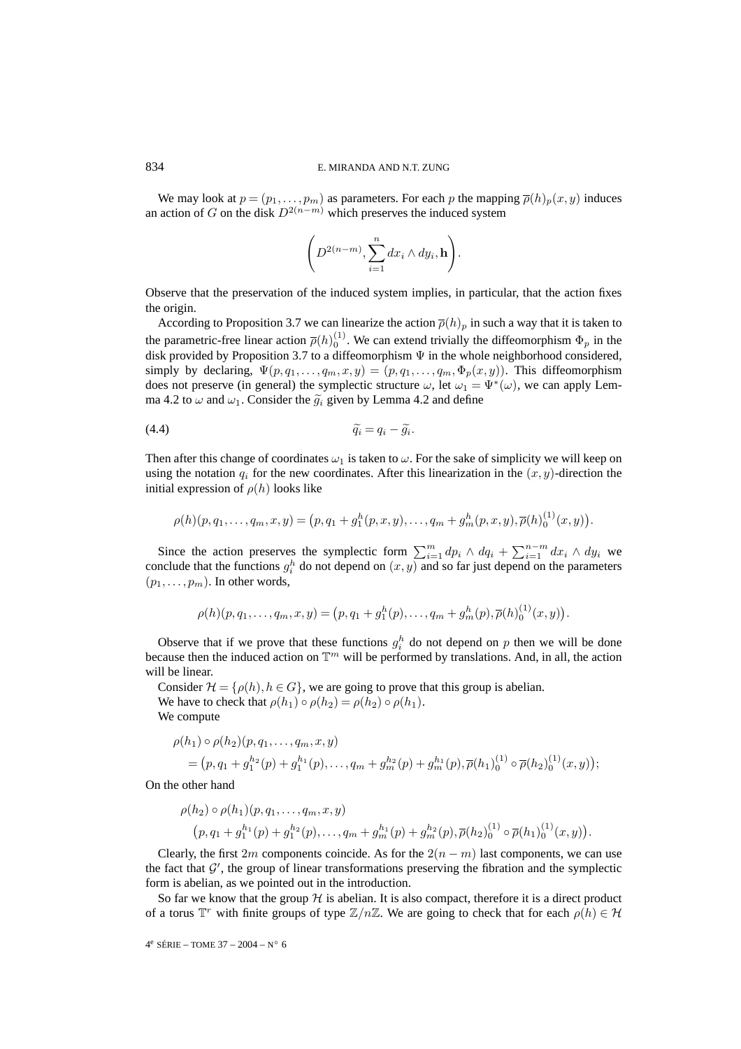We may look at $p=(p_1,\dots,p_m)$ as parameters. For each $p$ the mapping $\overline{\rho}(h)_p(x,y)$ induces an action of $G$ on the disk $D^{2(n-m)}$ which preserves the induced system

$$\left(D^{2(n-m)},\sum_{i=1}^{n} dx_i\wedge dy_i,\mathbf{h}\right).$$

Observe that the preservation of the induced system implies, in particular, that the action fixes the origin.

According to Proposition 3.7 we can linearize the action $\overline{\rho}(h)_p$ in such a way that it is taken to the parametric-free linear action $\overline{\rho}(h)_0^{(1)}$. We can extend trivially the diffeomorphism $\Phi_p$ in the disk provided by Proposition 3.7 to a diffeomorphism $\Psi$ in the whole neighborhood considered, simply by declaring, $\Psi(p,q_1,\dots,q_m,x,y)=(p,q_1,\dots,q_m,\Phi_p(x,y))$. This diffeomorphism does not preserve (in general) the symplectic structure $\omega$, let $\omega_1=\Psi^*(\omega)$, we can apply Lemma 4.2 to $\omega$ and $\omega_1$. Consider the $\widetilde{g_i}$ given by Lemma 4.2 and define

$$\widetilde{q_i}=q_i-\widetilde{g_i}. \tag{4.4}$$

Then after this change of coordinates $\omega_1$ is taken to $\omega$. For the sake of simplicity we will keep on using the notation $q_i$ for the new coordinates. After this linearization in the $(x,y)$-direction the initial expression of $\rho(h)$ looks like

$$\rho(h)(p,q_1,\dots,q_m,x,y)=\bigl(p,q_1+g_1^h(p,x,y),\dots,q_m+g_m^h(p,x,y),\overline{\rho}(h)_0^{(1)}(x,y)\bigr).$$

Since the action preserves the symplectic form $\sum_{i=1}^m dp_i\wedge dq_i+\sum_{i=1}^{n-m}dx_i\wedge dy_i$ we conclude that the functions $g_i^h$ do not depend on $(x,y)$ and so far just depend on the parameters $(p_1,\dots,p_m)$. In other words,

$$\rho(h)(p,q_1,\dots,q_m,x,y)=\bigl(p,q_1+g_1^h(p),\dots,q_m+g_m^h(p),\overline{\rho}(h)_0^{(1)}(x,y)\bigr).$$

Observe that if we prove that these functions $g_i^h$ do not depend on $p$ then we will be done because then the induced action on $\mathbb{T}^m$ will be performed by translations. And, in all, the action will be linear.

Consider $\mathcal{H}=\{\rho(h),h\in G\}$, we are going to prove that this group is abelian.

We have to check that $\rho(h_1)\circ\rho(h_2)=\rho(h_2)\circ\rho(h_1)$.

We compute

$$\begin{aligned}&\rho(h_1)\circ\rho(h_2)(p,q_1,\dots,q_m,x,y)\\&\quad=\bigl(p,q_1+g_1^{h_2}(p)+g_1^{h_1}(p),\dots,q_m+g_m^{h_2}(p)+g_m^{h_1}(p),\overline{\rho}(h_1)_0^{(1)}\circ\overline{\rho}(h_2)_0^{(1)}(x,y)\bigr);\end{aligned}$$

On the other hand

$$\begin{aligned}&\rho(h_2)\circ\rho(h_1)(p,q_1,\dots,q_m,x,y)\\&\quad\bigl(p,q_1+g_1^{h_1}(p)+g_1^{h_2}(p),\dots,q_m+g_m^{h_1}(p)+g_m^{h_2}(p),\overline{\rho}(h_2)_0^{(1)}\circ\overline{\rho}(h_1)_0^{(1)}(x,y)\bigr).\end{aligned}$$

Clearly, the first $2m$ components coincide. As for the $2(n-m)$ last components, we can use the fact that $\mathcal{G}'$, the group of linear transformations preserving the fibration and the symplectic form is abelian, as we pointed out in the introduction.

So far we know that the group $\mathcal{H}$ is abelian. It is also compact, therefore it is a direct product of a torus $\mathbb{T}^r$ with finite groups of type $\mathbb{Z}/n\mathbb{Z}$. We are going to check that for each $\rho(h)\in\mathcal{H}$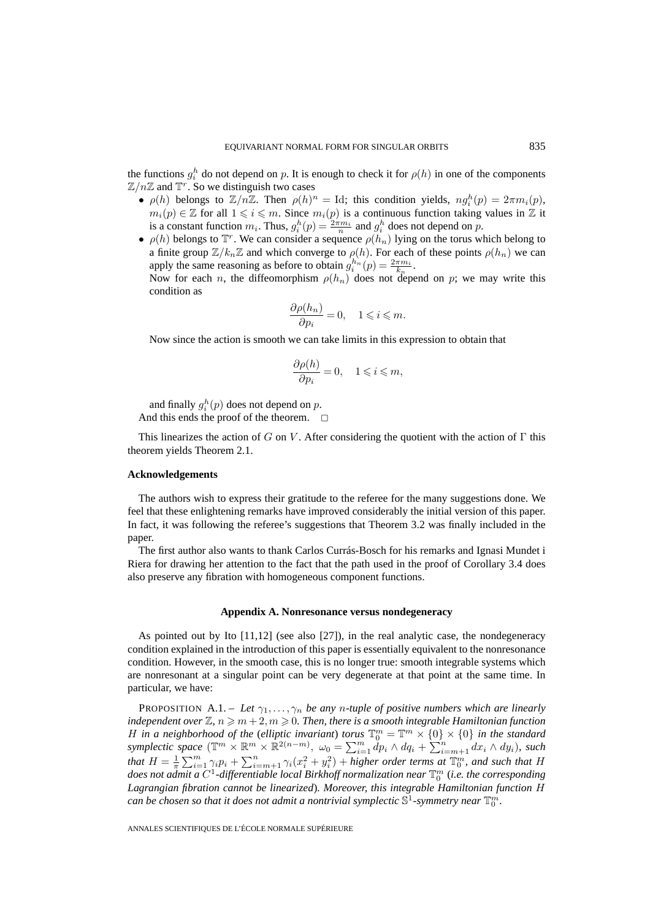the functions $g_i^h$ do not depend on $p$. It is enough to check it for $\rho(h)$ in one of the components $\mathbb{Z}/n\mathbb{Z}$ and $\mathbb{T}^r$. So we distinguish two cases

- $\rho(h)$ belongs to $\mathbb{Z}/n\mathbb{Z}$. Then $\rho(h)^n = \mathrm{Id}$; this condition yields, $ng_i^h(p) = 2\pi m_i(p)$, $m_i(p) \in \mathbb{Z}$ for all $1 \leqslant i \leqslant m$. Since $m_i(p)$ is a continuous function taking values in $\mathbb{Z}$ it is a constant function $m_i$. Thus, $g_i^h(p) = \frac{2\pi m_i}{n}$ and $g_i^h$ does not depend on $p$.
- $\rho(h)$ belongs to $\mathbb{T}^r$. We can consider a sequence $\rho(h_n)$ lying on the torus which belong to a finite group $\mathbb{Z}/k_n\mathbb{Z}$ and which converge to $\rho(h)$. For each of these points $\rho(h_n)$ we can apply the same reasoning as before to obtain $g_i^{h_n}(p) = \frac{2\pi m_i}{k_n}$.

  Now for each $n$, the diffeomorphism $\rho(h_n)$ does not depend on $p$; we may write this condition as

  $$\frac{\partial \rho(h_n)}{\partial p_i} = 0, \quad 1 \leqslant i \leqslant m.$$

  Now since the action is smooth we can take limits in this expression to obtain that

  $$\frac{\partial \rho(h)}{\partial p_i} = 0, \quad 1 \leqslant i \leqslant m,$$

  and finally $g_i^h(p)$ does not depend on $p$.

And this ends the proof of the theorem. □

This linearizes the action of $G$ on $V$. After considering the quotient with the action of $\Gamma$ this theorem yields Theorem 2.1.

### Acknowledgements

The authors wish to express their gratitude to the referee for the many suggestions done. We feel that these enlightening remarks have improved considerably the initial version of this paper. In fact, it was following the referee's suggestions that Theorem 3.2 was finally included in the paper.

The first author also wants to thank Carlos Currás-Bosch for his remarks and Ignasi Mundet i Riera for drawing her attention to the fact that the path used in the proof of Corollary 3.4 does also preserve any fibration with homogeneous component functions.

## Appendix A. Nonresonance versus nondegeneracy

As pointed out by Ito [11,12] (see also [27]), in the real analytic case, the nondegeneracy condition explained in the introduction of this paper is essentially equivalent to the nonresonance condition. However, in the smooth case, this is no longer true: smooth integrable systems which are nonresonant at a singular point can be very degenerate at that point at the same time. In particular, we have:

PROPOSITION A.1. – *Let $\gamma_1, \ldots, \gamma_n$ be any $n$-tuple of positive numbers which are linearly independent over $\mathbb{Z}$, $n \geqslant m+2, m \geqslant 0$. Then, there is a smooth integrable Hamiltonian function $H$ in a neighborhood of the (elliptic invariant) torus $\mathbb{T}_0^m = \mathbb{T}^m \times \{0\} \times \{0\}$ in the standard symplectic space $(\mathbb{T}^m \times \mathbb{R}^m \times \mathbb{R}^{2(n-m)},\ \omega_0 = \sum_{i=1}^m dp_i \wedge dq_i + \sum_{i=m+1}^n dx_i \wedge dy_i)$, such that $H = \frac{1}{\pi}\sum_{i=1}^m \gamma_i p_i + \sum_{i=m+1}^n \gamma_i (x_i^2 + y_i^2)$ + higher order terms at $\mathbb{T}_0^m$, and such that $H$ does not admit a $C^1$-differentiable local Birkhoff normalization near $\mathbb{T}_0^m$ (i.e. the corresponding Lagrangian fibration cannot be linearized). Moreover, this integrable Hamiltonian function $H$ can be chosen so that it does not admit a nontrivial symplectic $\mathbb{S}^1$-symmetry near $\mathbb{T}_0^m$.*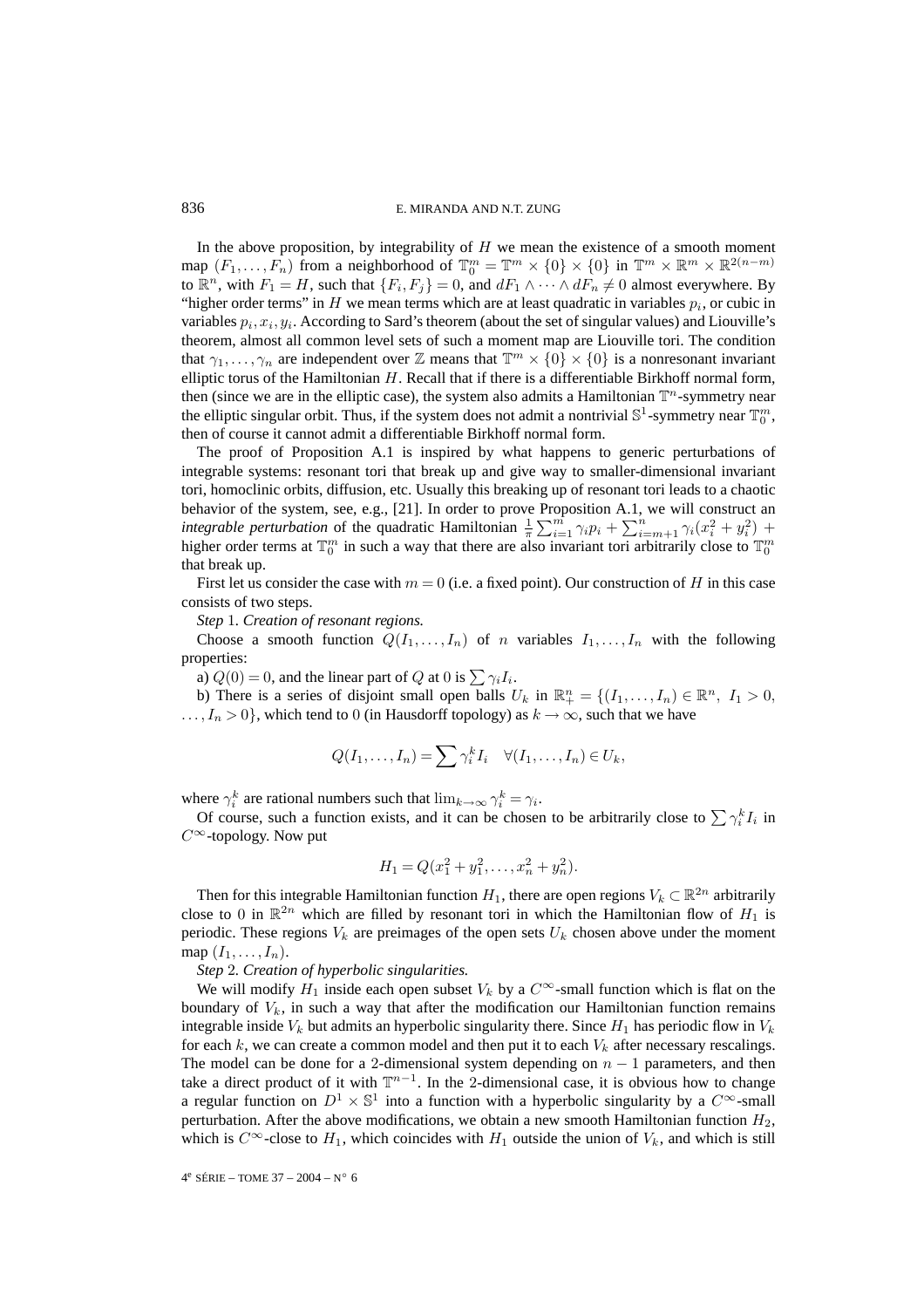In the above proposition, by integrability of $H$ we mean the existence of a smooth moment map $(F_1,\dots,F_n)$ from a neighborhood of $\mathbb{T}^m_0 = \mathbb{T}^m \times \{0\} \times \{0\}$ in $\mathbb{T}^m \times \mathbb{R}^m \times \mathbb{R}^{2(n-m)}$ to $\mathbb{R}^n$, with $F_1 = H$, such that $\{F_i, F_j\} = 0$, and $dF_1 \wedge \cdots \wedge dF_n \neq 0$ almost everywhere. By "higher order terms" in $H$ we mean terms which are at least quadratic in variables $p_i$, or cubic in variables $p_i, x_i, y_i$. According to Sard's theorem (about the set of singular values) and Liouville's theorem, almost all common level sets of such a moment map are Liouville tori. The condition that $\gamma_1,\dots,\gamma_n$ are independent over $\mathbb{Z}$ means that $\mathbb{T}^m \times \{0\} \times \{0\}$ is a nonresonant invariant elliptic torus of the Hamiltonian $H$. Recall that if there is a differentiable Birkhoff normal form, then (since we are in the elliptic case), the system also admits a Hamiltonian $\mathbb{T}^n$-symmetry near the elliptic singular orbit. Thus, if the system does not admit a nontrivial $\mathbb{S}^1$-symmetry near $\mathbb{T}^m_0$, then of course it cannot admit a differentiable Birkhoff normal form.

The proof of Proposition A.1 is inspired by what happens to generic perturbations of integrable systems: resonant tori that break up and give way to smaller-dimensional invariant tori, homoclinic orbits, diffusion, etc. Usually this breaking up of resonant tori leads to a chaotic behavior of the system, see, e.g., [21]. In order to prove Proposition A.1, we will construct an *integrable perturbation* of the quadratic Hamiltonian $\frac{1}{\pi}\sum_{i=1}^m \gamma_i p_i + \sum_{i=m+1}^n \gamma_i (x_i^2 + y_i^2)$ + higher order terms at $\mathbb{T}^m_0$ in such a way that there are also invariant tori arbitrarily close to $\mathbb{T}^m_0$ that break up.

First let us consider the case with $m = 0$ (i.e. a fixed point). Our construction of $H$ in this case consists of two steps.

*Step* 1. *Creation of resonant regions.*

Choose a smooth function $Q(I_1,\dots,I_n)$ of $n$ variables $I_1,\dots,I_n$ with the following properties:

a) $Q(0) = 0$, and the linear part of $Q$ at 0 is $\sum \gamma_i I_i$.

b) There is a series of disjoint small open balls $U_k$ in $\mathbb{R}^n_+ = \{(I_1,\dots,I_n) \in \mathbb{R}^n,\ I_1 > 0, \dots, I_n > 0\}$, which tend to 0 (in Hausdorff topology) as $k \to \infty$, such that we have

$$Q(I_1,\dots,I_n) = \sum \gamma_i^k I_i \quad \forall (I_1,\dots,I_n) \in U_k,$$

where $\gamma_i^k$ are rational numbers such that $\lim_{k\to\infty} \gamma_i^k = \gamma_i$.

Of course, such a function exists, and it can be chosen to be arbitrarily close to $\sum \gamma_i^k I_i$ in $C^\infty$-topology. Now put

$$H_1 = Q(x_1^2 + y_1^2, \dots, x_n^2 + y_n^2).$$

Then for this integrable Hamiltonian function $H_1$, there are open regions $V_k \subset \mathbb{R}^{2n}$ arbitrarily close to 0 in $\mathbb{R}^{2n}$ which are filled by resonant tori in which the Hamiltonian flow of $H_1$ is periodic. These regions $V_k$ are preimages of the open sets $U_k$ chosen above under the moment map $(I_1,\dots,I_n)$.

*Step* 2. *Creation of hyperbolic singularities.*

We will modify $H_1$ inside each open subset $V_k$ by a $C^\infty$-small function which is flat on the boundary of $V_k$, in such a way that after the modification our Hamiltonian function remains integrable inside $V_k$ but admits an hyperbolic singularity there. Since $H_1$ has periodic flow in $V_k$ for each $k$, we can create a common model and then put it to each $V_k$ after necessary rescalings. The model can be done for a 2-dimensional system depending on $n-1$ parameters, and then take a direct product of it with $\mathbb{T}^{n-1}$. In the 2-dimensional case, it is obvious how to change a regular function on $D^1 \times \mathbb{S}^1$ into a function with a hyperbolic singularity by a $C^\infty$-small perturbation. After the above modifications, we obtain a new smooth Hamiltonian function $H_2$, which is $C^\infty$-close to $H_1$, which coincides with $H_1$ outside the union of $V_k$, and which is still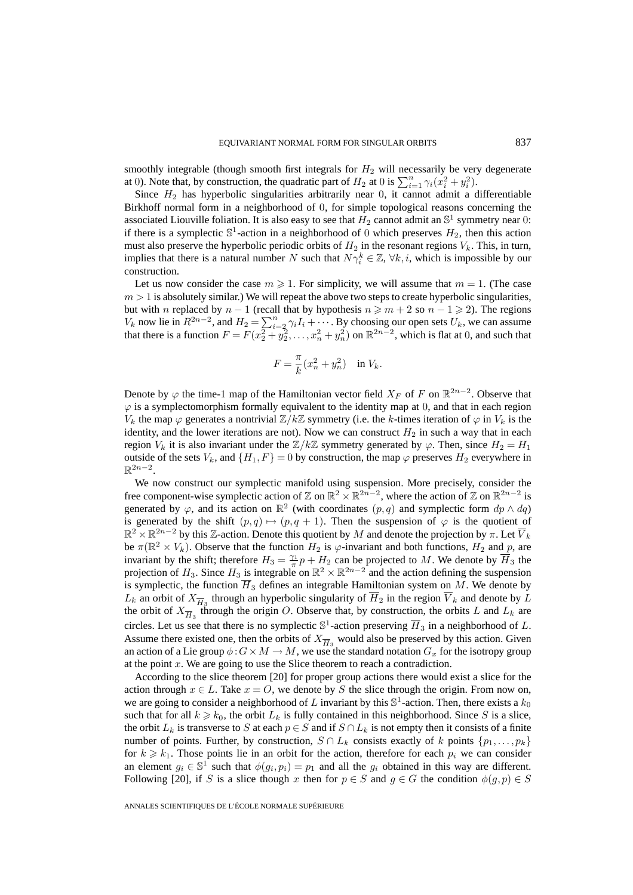smoothly integrable (though smooth first integrals for $H_2$ will necessarily be very degenerate at 0). Note that, by construction, the quadratic part of $H_2$ at 0 is $\sum_{i=1}^n \gamma_i(x_i^2+y_i^2)$.

Since $H_2$ has hyperbolic singularities arbitrarily near 0, it cannot admit a differentiable Birkhoff normal form in a neighborhood of 0, for simple topological reasons concerning the associated Liouville foliation. It is also easy to see that $H_2$ cannot admit an $\mathbb{S}^1$ symmetry near 0: if there is a symplectic $\mathbb{S}^1$-action in a neighborhood of 0 which preserves $H_2$, then this action must also preserve the hyperbolic periodic orbits of $H_2$ in the resonant regions $V_k$. This, in turn, implies that there is a natural number $N$ such that $N\gamma_i^k \in \mathbb{Z}$, $\forall k, i$, which is impossible by our construction.

Let us now consider the case $m \geqslant 1$. For simplicity, we will assume that $m = 1$. (The case $m > 1$ is absolutely similar.) We will repeat the above two steps to create hyperbolic singularities, but with $n$ replaced by $n-1$ (recall that by hypothesis $n \geqslant m+2$ so $n-1 \geqslant 2$). The regions $V_k$ now lie in $R^{2n-2}$, and $H_2 = \sum_{i=2}^n \gamma_i I_i + \cdots$. By choosing our open sets $U_k$, we can assume that there is a function $F = F(x_2^2+y_2^2, \ldots, x_n^2+y_n^2)$ on $\mathbb{R}^{2n-2}$, which is flat at 0, and such that

$$F = \frac{\pi}{k}(x_n^2+y_n^2) \quad \text{in } V_k.$$

Denote by $\varphi$ the time-1 map of the Hamiltonian vector field $X_F$ of $F$ on $\mathbb{R}^{2n-2}$. Observe that $\varphi$ is a symplectomorphism formally equivalent to the identity map at 0, and that in each region $V_k$ the map $\varphi$ generates a nontrivial $\mathbb{Z}/k\mathbb{Z}$ symmetry (i.e. the $k$-times iteration of $\varphi$ in $V_k$ is the identity, and the lower iterations are not). Now we can construct $H_2$ in such a way that in each region $V_k$ it is also invariant under the $\mathbb{Z}/k\mathbb{Z}$ symmetry generated by $\varphi$. Then, since $H_2 = H_1$ outside of the sets $V_k$, and $\{H_1, F\} = 0$ by construction, the map $\varphi$ preserves $H_2$ everywhere in $\mathbb{R}^{2n-2}$.

We now construct our symplectic manifold using suspension. More precisely, consider the free component-wise symplectic action of $\mathbb{Z}$ on $\mathbb{R}^2 \times \mathbb{R}^{2n-2}$, where the action of $\mathbb{Z}$ on $\mathbb{R}^{2n-2}$ is generated by $\varphi$, and its action on $\mathbb{R}^2$ (with coordinates $(p,q)$ and symplectic form $dp \wedge dq$) is generated by the shift $(p,q) \mapsto (p, q+1)$. Then the suspension of $\varphi$ is the quotient of $\mathbb{R}^2 \times \mathbb{R}^{2n-2}$ by this $\mathbb{Z}$-action. Denote this quotient by $M$ and denote the projection by $\pi$. Let $\overline{V}_k$ be $\pi(\mathbb{R}^2 \times V_k)$. Observe that the function $H_2$ is $\varphi$-invariant and both functions, $H_2$ and $p$, are invariant by the shift; therefore $H_3 = \frac{\gamma_1}{\pi} p + H_2$ can be projected to $M$. We denote by $\overline{H}_3$ the projection of $H_3$. Since $H_3$ is integrable on $\mathbb{R}^2 \times \mathbb{R}^{2n-2}$ and the action defining the suspension is symplectic, the function $\overline{H}_3$ defines an integrable Hamiltonian system on $M$. We denote by $L_k$ an orbit of $X_{\overline{H}_3}$ through an hyperbolic singularity of $\overline{H}_2$ in the region $\overline{V}_k$ and denote by $L$ the orbit of $X_{\overline{H}_3}$ through the origin $O$. Observe that, by construction, the orbits $L$ and $L_k$ are circles. Let us see that there is no symplectic $\mathbb{S}^1$-action preserving $\overline{H}_3$ in a neighborhood of $L$. Assume there existed one, then the orbits of $X_{\overline{H}_3}$ would also be preserved by this action. Given an action of a Lie group $\phi : G \times M \to M$, we use the standard notation $G_x$ for the isotropy group at the point $x$. We are going to use the Slice theorem to reach a contradiction.

According to the slice theorem [20] for proper group actions there would exist a slice for the action through $x \in L$. Take $x = O$, we denote by $S$ the slice through the origin. From now on, we are going to consider a neighborhood of $L$ invariant by this $\mathbb{S}^1$-action. Then, there exists a $k_0$ such that for all $k \geqslant k_0$, the orbit $L_k$ is fully contained in this neighborhood. Since $S$ is a slice, the orbit $L_k$ is transverse to $S$ at each $p \in S$ and if $S \cap L_k$ is not empty then it consists of a finite number of points. Further, by construction, $S \cap L_k$ consists exactly of $k$ points $\{p_1, \ldots, p_k\}$ for $k \geqslant k_1$. Those points lie in an orbit for the action, therefore for each $p_i$ we can consider an element $g_i \in \mathbb{S}^1$ such that $\phi(g_i, p_i) = p_1$ and all the $g_i$ obtained in this way are different. Following [20], if $S$ is a slice though $x$ then for $p \in S$ and $g \in G$ the condition $\phi(g,p) \in S$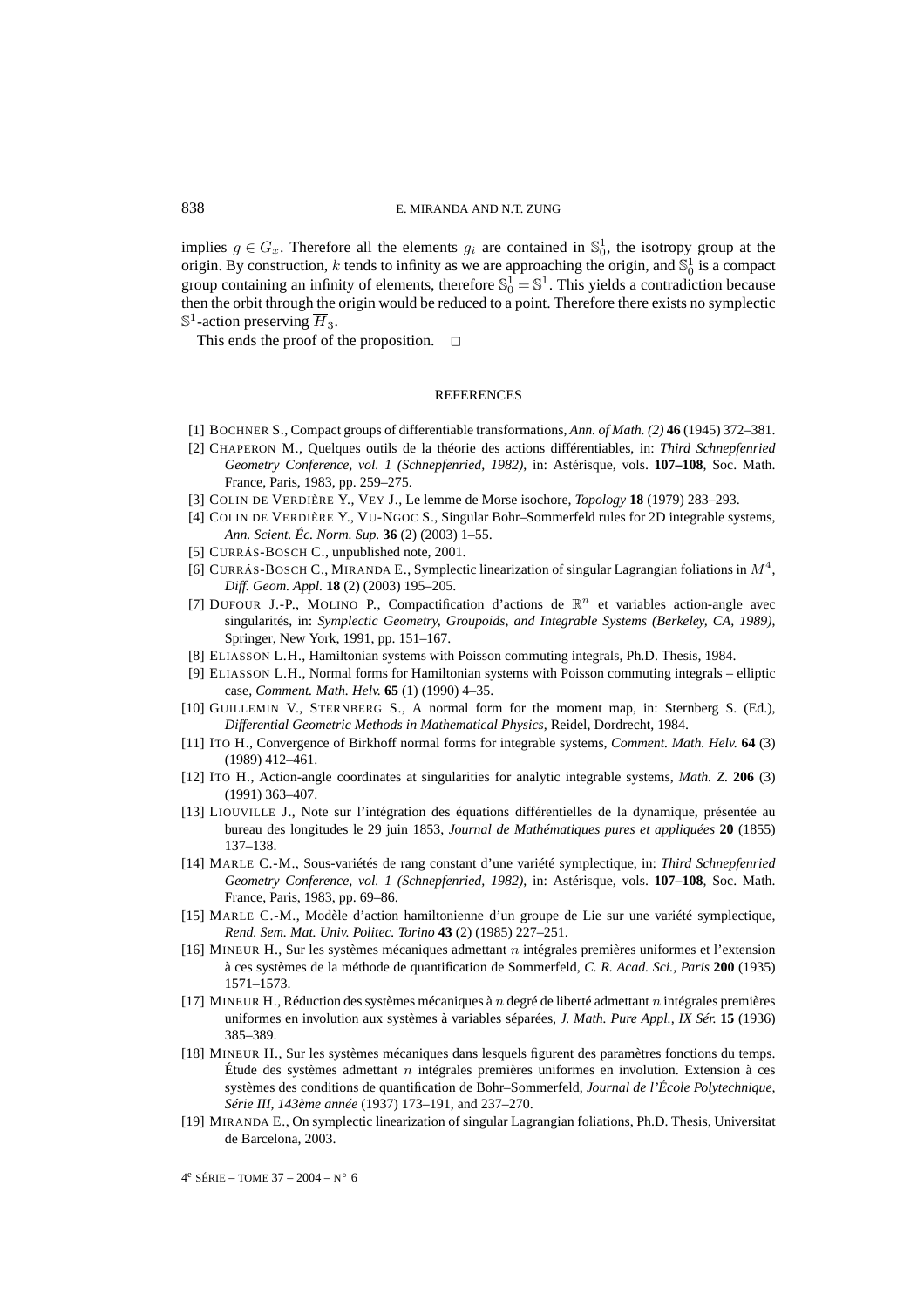implies $g \in G_x$. Therefore all the elements $g_i$ are contained in $\mathbb{S}^1_0$, the isotropy group at the origin. By construction, $k$ tends to infinity as we are approaching the origin, and $\mathbb{S}^1_0$ is a compact group containing an infinity of elements, therefore $\mathbb{S}^1_0 = \mathbb{S}^1$. This yields a contradiction because then the orbit through the origin would be reduced to a point. Therefore there exists no symplectic $\mathbb{S}^1$-action preserving $\overline{H}_3$.

This ends the proof of the proposition. □

## REFERENCES

[1] BOCHNER S., Compact groups of differentiable transformations, *Ann. of Math. (2)* **46** (1945) 372–381.

[2] CHAPERON M., Quelques outils de la théorie des actions différentiables, in: *Third Schnepfenried Geometry Conference, vol. 1 (Schnepfenried, 1982)*, in: Astérisque, vols. **107–108**, Soc. Math. France, Paris, 1983, pp. 259–275.

[3] COLIN DE VERDIÈRE Y., VEY J., Le lemme de Morse isochore, *Topology* **18** (1979) 283–293.

[4] COLIN DE VERDIÈRE Y., VU-NGOC S., Singular Bohr–Sommerfeld rules for 2D integrable systems, *Ann. Scient. Éc. Norm. Sup.* **36** (2) (2003) 1–55.

[5] CURRÁS-BOSCH C., unpublished note, 2001.

[6] CURRÁS-BOSCH C., MIRANDA E., Symplectic linearization of singular Lagrangian foliations in $M^4$, *Diff. Geom. Appl.* **18** (2) (2003) 195–205.

[7] DUFOUR J.-P., MOLINO P., Compactification d'actions de $\mathbb{R}^n$ et variables action-angle avec singularités, in: *Symplectic Geometry, Groupoids, and Integrable Systems (Berkeley, CA, 1989)*, Springer, New York, 1991, pp. 151–167.

[8] ELIASSON L.H., Hamiltonian systems with Poisson commuting integrals, Ph.D. Thesis, 1984.

[9] ELIASSON L.H., Normal forms for Hamiltonian systems with Poisson commuting integrals – elliptic case, *Comment. Math. Helv.* **65** (1) (1990) 4–35.

[10] GUILLEMIN V., STERNBERG S., A normal form for the moment map, in: Sternberg S. (Ed.), *Differential Geometric Methods in Mathematical Physics*, Reidel, Dordrecht, 1984.

[11] ITO H., Convergence of Birkhoff normal forms for integrable systems, *Comment. Math. Helv.* **64** (3) (1989) 412–461.

[12] ITO H., Action-angle coordinates at singularities for analytic integrable systems, *Math. Z.* **206** (3) (1991) 363–407.

[13] LIOUVILLE J., Note sur l'intégration des équations différentielles de la dynamique, présentée au bureau des longitudes le 29 juin 1853, *Journal de Mathématiques pures et appliquées* **20** (1855) 137–138.

[14] MARLE C.-M., Sous-variétés de rang constant d'une variété symplectique, in: *Third Schnepfenried Geometry Conference, vol. 1 (Schnepfenried, 1982)*, in: Astérisque, vols. **107–108**, Soc. Math. France, Paris, 1983, pp. 69–86.

[15] MARLE C.-M., Modèle d'action hamiltonienne d'un groupe de Lie sur une variété symplectique, *Rend. Sem. Mat. Univ. Politec. Torino* **43** (2) (1985) 227–251.

[16] MINEUR H., Sur les systèmes mécaniques admettant $n$ intégrales premières uniformes et l'extension à ces systèmes de la méthode de quantification de Sommerfeld, *C. R. Acad. Sci., Paris* **200** (1935) 1571–1573.

[17] MINEUR H., Réduction des systèmes mécaniques à $n$ degré de liberté admettant $n$ intégrales premières uniformes en involution aux systèmes à variables séparées, *J. Math. Pure Appl., IX Sér.* **15** (1936) 385–389.

[18] MINEUR H., Sur les systèmes mécaniques dans lesquels figurent des paramètres fonctions du temps. Étude des systèmes admettant $n$ intégrales premières uniformes en involution. Extension à ces systèmes des conditions de quantification de Bohr–Sommerfeld, *Journal de l'École Polytechnique, Série III, 143ème année* (1937) 173–191, and 237–270.

[19] MIRANDA E., On symplectic linearization of singular Lagrangian foliations, Ph.D. Thesis, Universitat de Barcelona, 2003.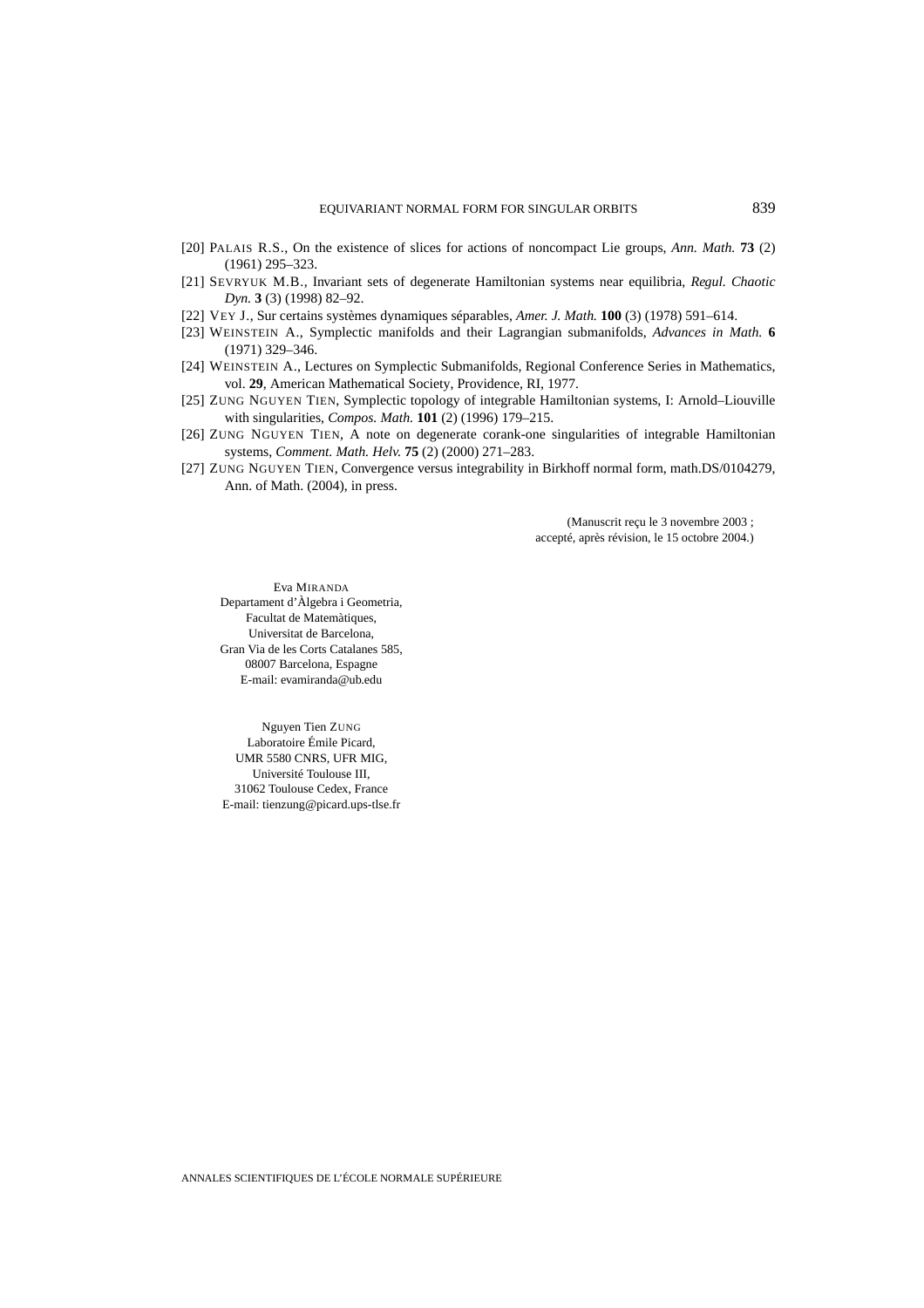[20] PALAIS R.S., On the existence of slices for actions of noncompact Lie groups, *Ann. Math.* **73** (2) (1961) 295–323.

[21] SEVRYUK M.B., Invariant sets of degenerate Hamiltonian systems near equilibria, *Regul. Chaotic Dyn.* **3** (3) (1998) 82–92.

[22] VEY J., Sur certains systèmes dynamiques séparables, *Amer. J. Math.* **100** (3) (1978) 591–614.

[23] WEINSTEIN A., Symplectic manifolds and their Lagrangian submanifolds, *Advances in Math.* **6** (1971) 329–346.

[24] WEINSTEIN A., Lectures on Symplectic Submanifolds, Regional Conference Series in Mathematics, vol. **29**, American Mathematical Society, Providence, RI, 1977.

[25] ZUNG NGUYEN TIEN, Symplectic topology of integrable Hamiltonian systems, I: Arnold–Liouville with singularities, *Compos. Math.* **101** (2) (1996) 179–215.

[26] ZUNG NGUYEN TIEN, A note on degenerate corank-one singularities of integrable Hamiltonian systems, *Comment. Math. Helv.* **75** (2) (2000) 271–283.

[27] ZUNG NGUYEN TIEN, Convergence versus integrability in Birkhoff normal form, math.DS/0104279, Ann. of Math. (2004), in press.

(Manuscrit reçu le 3 novembre 2003 ;
accepté, après révision, le 15 octobre 2004.)

Eva MIRANDA
Departament d'Àlgebra i Geometria,
Facultat de Matemàtiques,
Universitat de Barcelona,
Gran Via de les Corts Catalanes 585,
08007 Barcelona, Espagne
E-mail: evamiranda@ub.edu

Nguyen Tien ZUNG
Laboratoire Émile Picard,
UMR 5580 CNRS, UFR MIG,
Université Toulouse III,
31062 Toulouse Cedex, France
E-mail: tienzung@picard.ups-tlse.fr